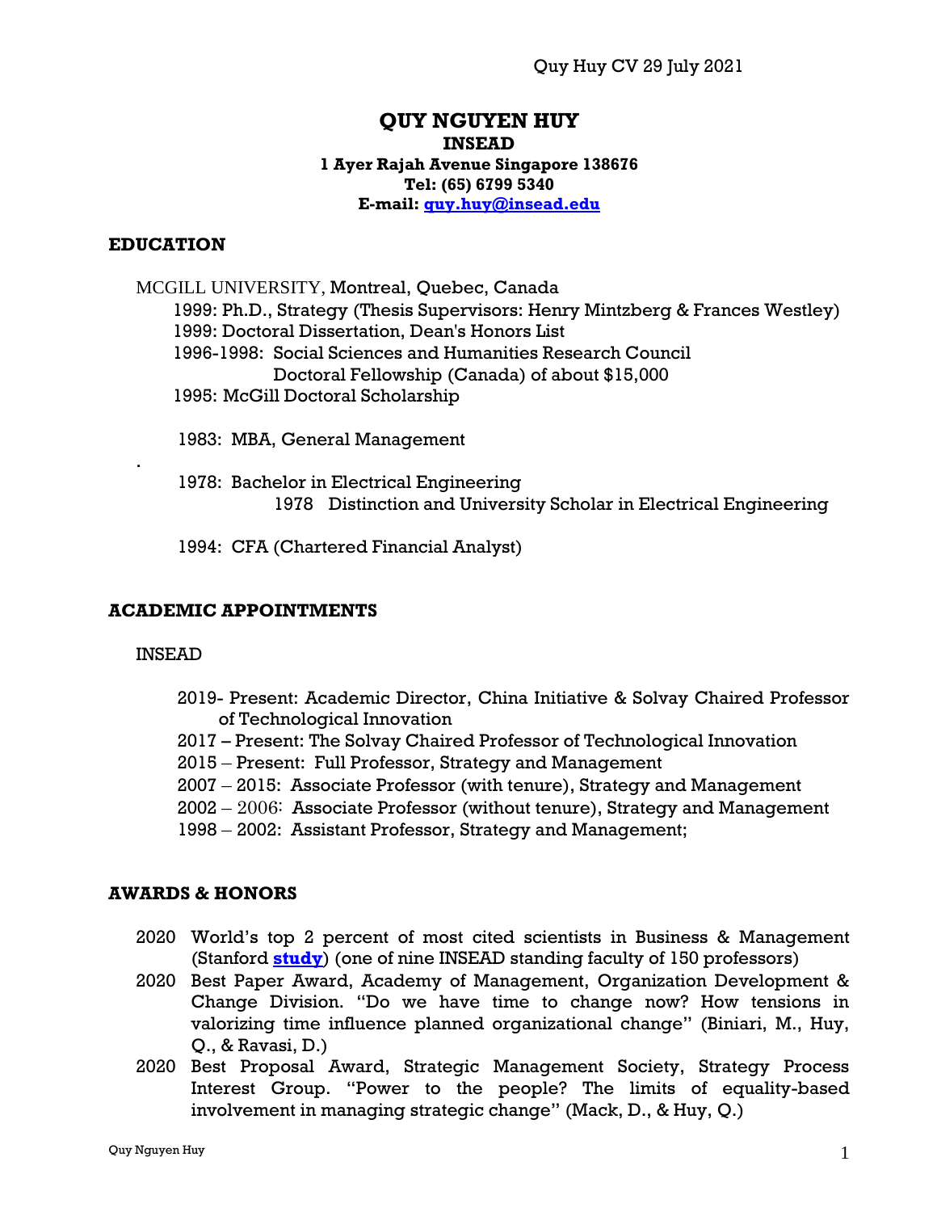# QUY NGUYEN HUY

**INSEAD**
**1 Ayer Rajah Avenue Singapore 138676**
**Tel: (65) 6799 5340**
**E-mail: [quy.huy@insead.edu](mailto:quy.huy@insead.edu)**

## EDUCATION

MCGILL UNIVERSITY, Montreal, Quebec, Canada

1999: Ph.D., Strategy (Thesis Supervisors: Henry Mintzberg & Frances Westley)
1999: Doctoral Dissertation, Dean's Honors List
1996-1998: Social Sciences and Humanities Research Council Doctoral Fellowship (Canada) of about $15,000
1995: McGill Doctoral Scholarship

1983: MBA, General Management

.

1978: Bachelor in Electrical Engineering
1978 Distinction and University Scholar in Electrical Engineering

1994: CFA (Chartered Financial Analyst)

## ACADEMIC APPOINTMENTS

INSEAD

- 2019- Present: Academic Director, China Initiative & Solvay Chaired Professor of Technological Innovation
- 2017 – Present: The Solvay Chaired Professor of Technological Innovation
- 2015 – Present: Full Professor, Strategy and Management
- 2007 – 2015: Associate Professor (with tenure), Strategy and Management
- 2002 – 2006: Associate Professor (without tenure), Strategy and Management
- 1998 – 2002: Assistant Professor, Strategy and Management;

## AWARDS & HONORS

- 2020 World's top 2 percent of most cited scientists in Business & Management (Stanford **study**) (one of nine INSEAD standing faculty of 150 professors)
- 2020 Best Paper Award, Academy of Management, Organization Development & Change Division. "Do we have time to change now? How tensions in valorizing time influence planned organizational change" (Biniari, M., Huy, Q., & Ravasi, D.)
- 2020 Best Proposal Award, Strategic Management Society, Strategy Process Interest Group. "Power to the people? The limits of equality-based involvement in managing strategic change" (Mack, D., & Huy, Q.)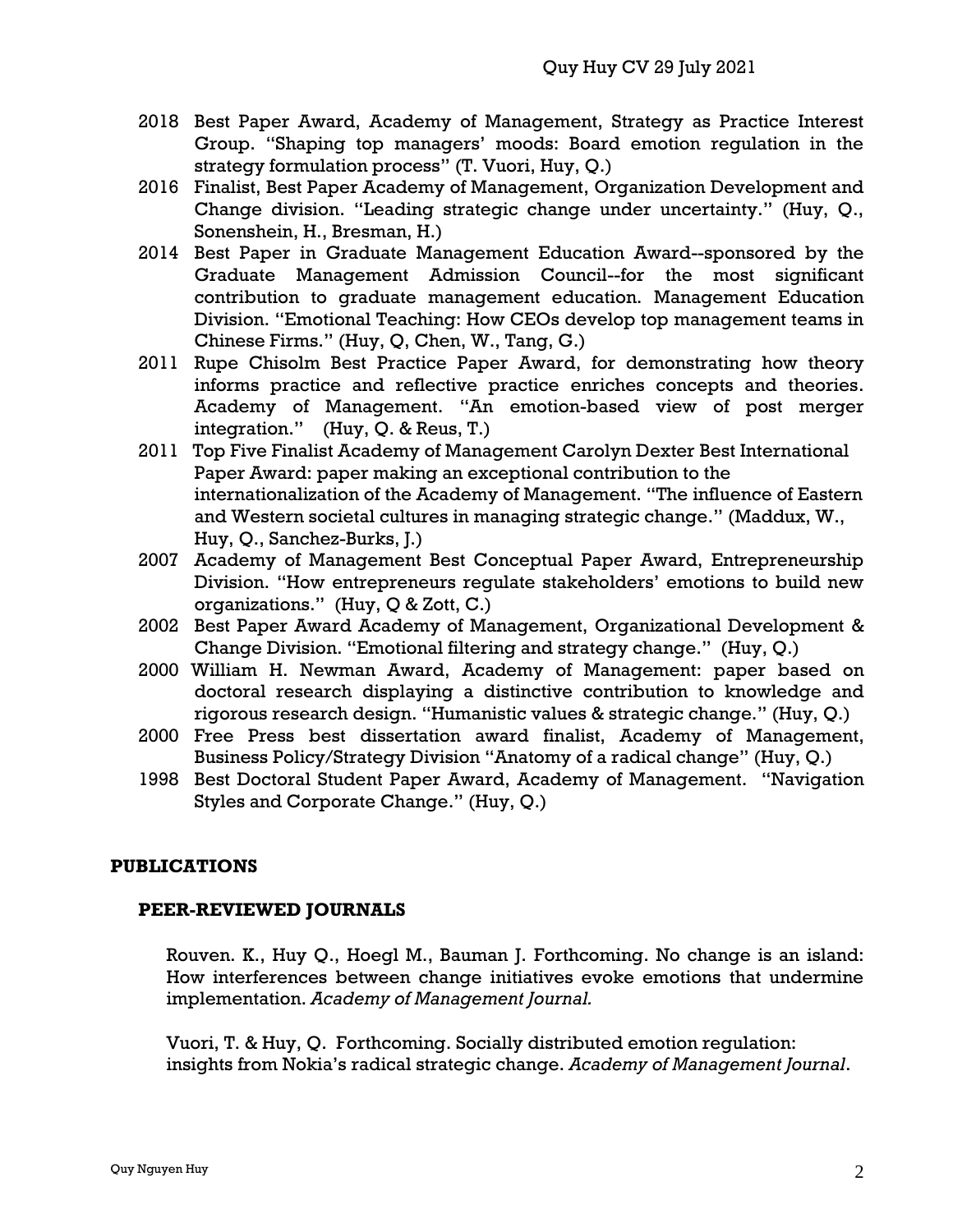- 2018 Best Paper Award, Academy of Management, Strategy as Practice Interest Group. "Shaping top managers' moods: Board emotion regulation in the strategy formulation process" (T. Vuori, Huy, Q.)
- 2016 Finalist, Best Paper Academy of Management, Organization Development and Change division. "Leading strategic change under uncertainty." (Huy, Q., Sonenshein, H., Bresman, H.)
- 2014 Best Paper in Graduate Management Education Award--sponsored by the Graduate Management Admission Council--for the most significant contribution to graduate management education. Management Education Division. "Emotional Teaching: How CEOs develop top management teams in Chinese Firms." (Huy, Q, Chen, W., Tang, G.)
- 2011 Rupe Chisolm Best Practice Paper Award, for demonstrating how theory informs practice and reflective practice enriches concepts and theories. Academy of Management. "An emotion-based view of post merger integration." (Huy, Q. & Reus, T.)
- 2011 Top Five Finalist Academy of Management Carolyn Dexter Best International Paper Award: paper making an exceptional contribution to the internationalization of the Academy of Management. "The influence of Eastern and Western societal cultures in managing strategic change." (Maddux, W., Huy, Q., Sanchez-Burks, J.)
- 2007 Academy of Management Best Conceptual Paper Award, Entrepreneurship Division. "How entrepreneurs regulate stakeholders' emotions to build new organizations." (Huy, Q & Zott, C.)
- 2002 Best Paper Award Academy of Management, Organizational Development & Change Division. "Emotional filtering and strategy change." (Huy, Q.)
- 2000 William H. Newman Award, Academy of Management: paper based on doctoral research displaying a distinctive contribution to knowledge and rigorous research design. "Humanistic values & strategic change." (Huy, Q.)
- 2000 Free Press best dissertation award finalist, Academy of Management, Business Policy/Strategy Division "Anatomy of a radical change" (Huy, Q.)
- 1998 Best Doctoral Student Paper Award, Academy of Management. "Navigation Styles and Corporate Change." (Huy, Q.)

## PUBLICATIONS

### PEER-REVIEWED JOURNALS

Rouven. K., Huy Q., Hoegl M., Bauman J. Forthcoming. No change is an island: How interferences between change initiatives evoke emotions that undermine implementation. *Academy of Management Journal.*

Vuori, T. & Huy, Q. Forthcoming. Socially distributed emotion regulation: insights from Nokia's radical strategic change. *Academy of Management Journal*.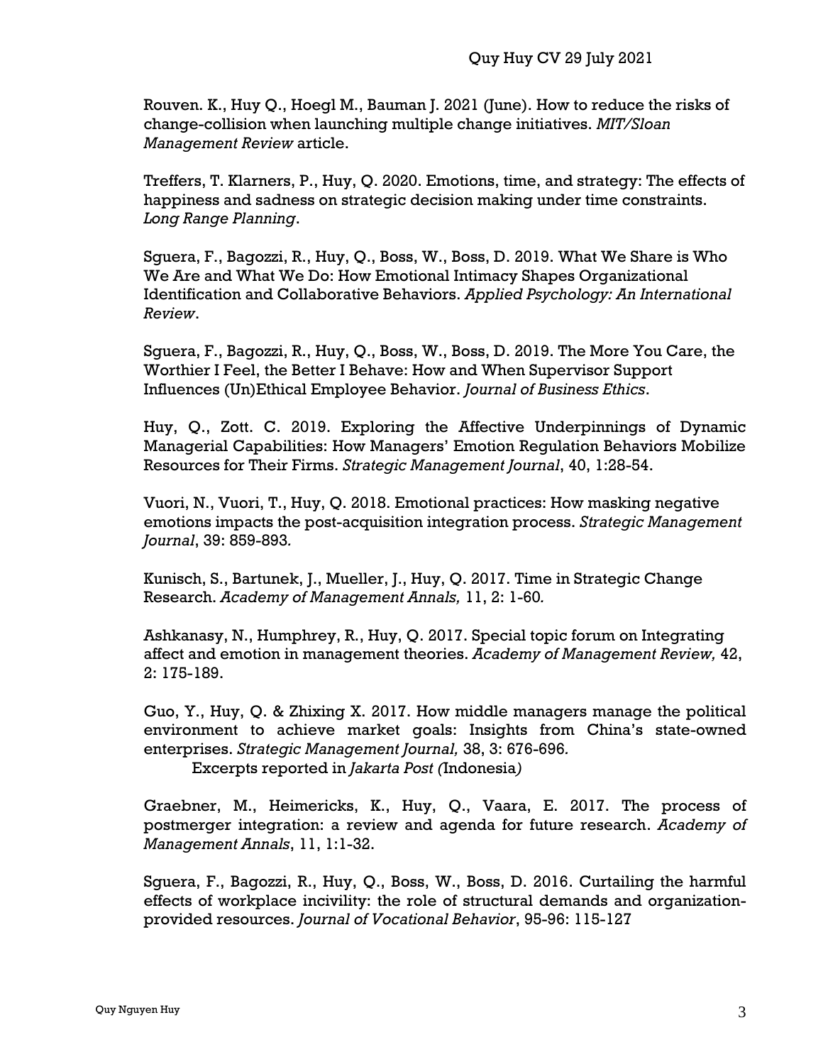Rouven. K., Huy Q., Hoegl M., Bauman J. 2021 (June). How to reduce the risks of change-collision when launching multiple change initiatives. *MIT/Sloan Management Review* article.

Treffers, T. Klarners, P., Huy, Q. 2020. Emotions, time, and strategy: The effects of happiness and sadness on strategic decision making under time constraints. *Long Range Planning*.

Sguera, F., Bagozzi, R., Huy, Q., Boss, W., Boss, D. 2019. What We Share is Who We Are and What We Do: How Emotional Intimacy Shapes Organizational Identification and Collaborative Behaviors. *Applied Psychology: An International Review*.

Sguera, F., Bagozzi, R., Huy, Q., Boss, W., Boss, D. 2019. The More You Care, the Worthier I Feel, the Better I Behave: How and When Supervisor Support Influences (Un)Ethical Employee Behavior. *Journal of Business Ethics*.

Huy, Q., Zott. C. 2019. Exploring the Affective Underpinnings of Dynamic Managerial Capabilities: How Managers' Emotion Regulation Behaviors Mobilize Resources for Their Firms. *Strategic Management Journal*, 40, 1:28-54.

Vuori, N., Vuori, T., Huy, Q. 2018. Emotional practices: How masking negative emotions impacts the post-acquisition integration process. *Strategic Management Journal*, 39: 859-893.

Kunisch, S., Bartunek, J., Mueller, J., Huy, Q. 2017. Time in Strategic Change Research. *Academy of Management Annals,* 11, 2: 1-60.

Ashkanasy, N., Humphrey, R., Huy, Q. 2017. Special topic forum on Integrating affect and emotion in management theories. *Academy of Management Review,* 42, 2: 175-189.

Guo, Y., Huy, Q. & Zhixing X. 2017. How middle managers manage the political environment to achieve market goals: Insights from China's state-owned enterprises. *Strategic Management Journal,* 38, 3: 676-696.
  Excerpts reported in *Jakarta Post (*Indonesia*)*

Graebner, M., Heimericks, K., Huy, Q., Vaara, E. 2017. The process of postmerger integration: a review and agenda for future research. *Academy of Management Annals*, 11, 1:1-32.

Sguera, F., Bagozzi, R., Huy, Q., Boss, W., Boss, D. 2016. Curtailing the harmful effects of workplace incivility: the role of structural demands and organization-provided resources. *Journal of Vocational Behavior*, 95-96: 115-127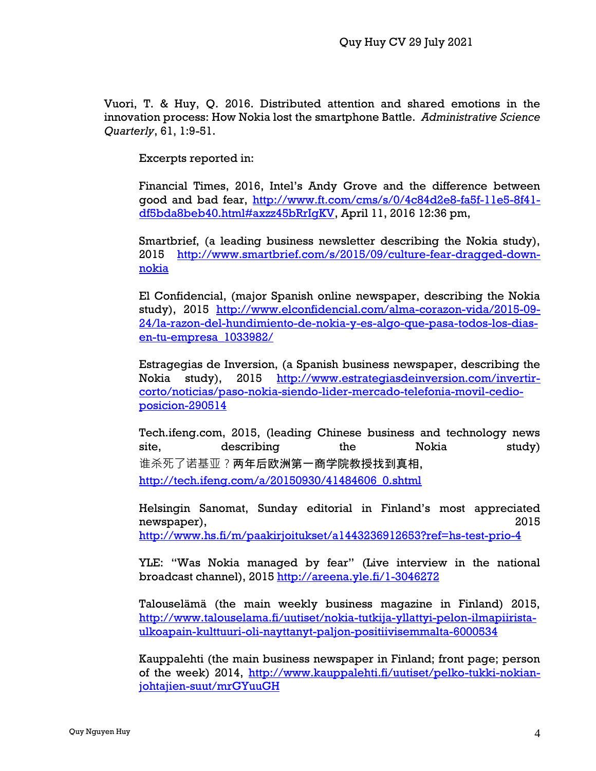Vuori, T. & Huy, Q. 2016. Distributed attention and shared emotions in the innovation process: How Nokia lost the smartphone Battle. *Administrative Science Quarterly*, 61, 1:9-51.

Excerpts reported in:

Financial Times, 2016, Intel's Andy Grove and the difference between good and bad fear, http://www.ft.com/cms/s/0/4c84d2e8-fa5f-11e5-8f41-df5bda8beb40.html#axzz45bRrIgKV, April 11, 2016 12:36 pm,

Smartbrief, (a leading business newsletter describing the Nokia study), 2015 http://www.smartbrief.com/s/2015/09/culture-fear-dragged-down-nokia

El Confidencial, (major Spanish online newspaper, describing the Nokia study), 2015 http://www.elconfidencial.com/alma-corazon-vida/2015-09-24/la-razon-del-hundimiento-de-nokia-y-es-algo-que-pasa-todos-los-dias-en-tu-empresa_1033982/

Estragegias de Inversion, (a Spanish business newspaper, describing the Nokia study), 2015 http://www.estrategiasdeinversion.com/invertir-corto/noticias/paso-nokia-siendo-lider-mercado-telefonia-movil-cedio-posicion-290514

Tech.ifeng.com, 2015, (leading Chinese business and technology news site, describing the Nokia study) 谁杀死了诺基亚？两年后欧洲第一商学院教授找到真相, http://tech.ifeng.com/a/20150930/41484606_0.shtml

Helsingin Sanomat, Sunday editorial in Finland's most appreciated newspaper), 2015 http://www.hs.fi/m/paakirjoitukset/a1443236912653?ref=hs-test-prio-4

YLE: "Was Nokia managed by fear" (Live interview in the national broadcast channel), 2015 http://areena.yle.fi/1-3046272

Talouselämä (the main weekly business magazine in Finland) 2015, http://www.talouselama.fi/uutiset/nokia-tutkija-yllattyi-pelon-ilmapiirista-ulkoapain-kulttuuri-oli-nayttanyt-paljon-positiivisemmalta-6000534

Kauppalehti (the main business newspaper in Finland; front page; person of the week) 2014, http://www.kauppalehti.fi/uutiset/pelko-tukki-nokian-johtajien-suut/mrGYuuGH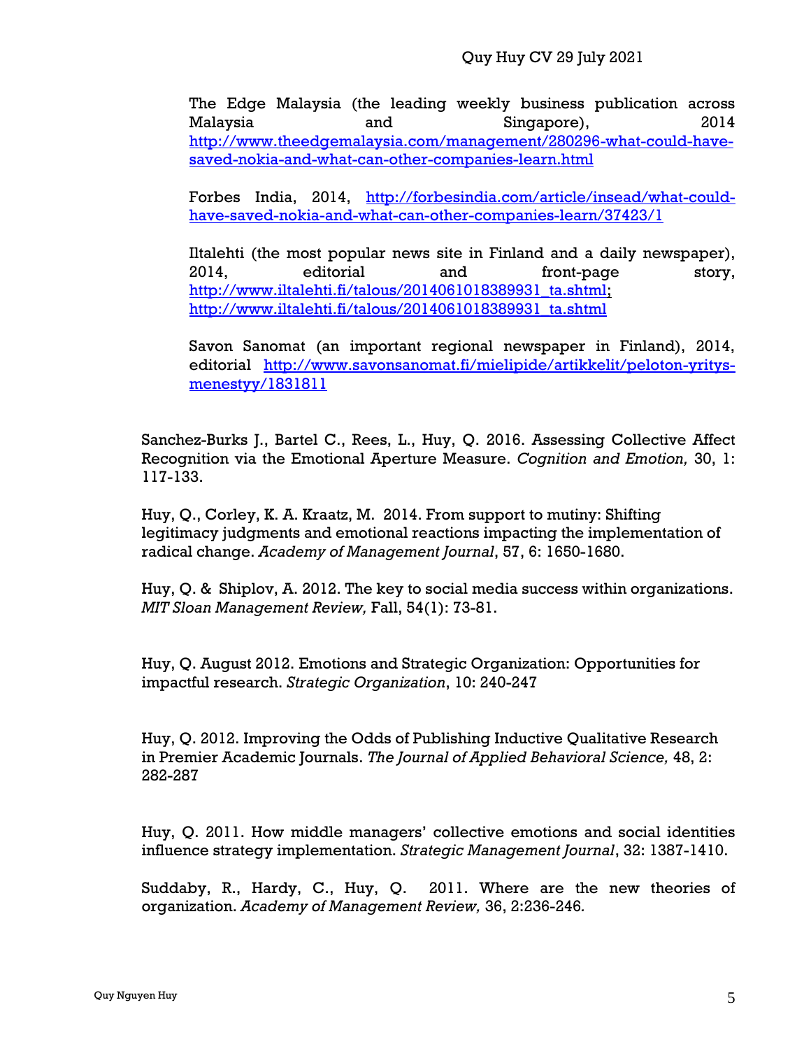The Edge Malaysia (the leading weekly business publication across Malaysia and Singapore), 2014 http://www.theedgemalaysia.com/management/280296-what-could-have-saved-nokia-and-what-can-other-companies-learn.html

Forbes India, 2014, http://forbesindia.com/article/insead/what-could-have-saved-nokia-and-what-can-other-companies-learn/37423/1

Iltalehti (the most popular news site in Finland and a daily newspaper), 2014, editorial and front-page story, http://www.iltalehti.fi/talous/2014061018389931_ta.shtml; http://www.iltalehti.fi/talous/2014061018389931_ta.shtml

Savon Sanomat (an important regional newspaper in Finland), 2014, editorial http://www.savonsanomat.fi/mielipide/artikkelit/peloton-yritys-menestyy/1831811

Sanchez-Burks J., Bartel C., Rees, L., Huy, Q. 2016. Assessing Collective Affect Recognition via the Emotional Aperture Measure. *Cognition and Emotion,* 30, 1: 117-133.

Huy, Q., Corley, K. A. Kraatz, M. 2014. From support to mutiny: Shifting legitimacy judgments and emotional reactions impacting the implementation of radical change. *Academy of Management Journal*, 57, 6: 1650-1680.

Huy, Q. & Shiplov, A. 2012. The key to social media success within organizations. *MIT Sloan Management Review,* Fall, 54(1): 73-81.

Huy, Q. August 2012. Emotions and Strategic Organization: Opportunities for impactful research. *Strategic Organization*, 10: 240-247

Huy, Q. 2012. Improving the Odds of Publishing Inductive Qualitative Research in Premier Academic Journals. *The Journal of Applied Behavioral Science,* 48, 2: 282-287

Huy, Q. 2011. How middle managers' collective emotions and social identities influence strategy implementation. *Strategic Management Journal*, 32: 1387-1410.

Suddaby, R., Hardy, C., Huy, Q. 2011. Where are the new theories of organization. *Academy of Management Review,* 36, 2:236-246.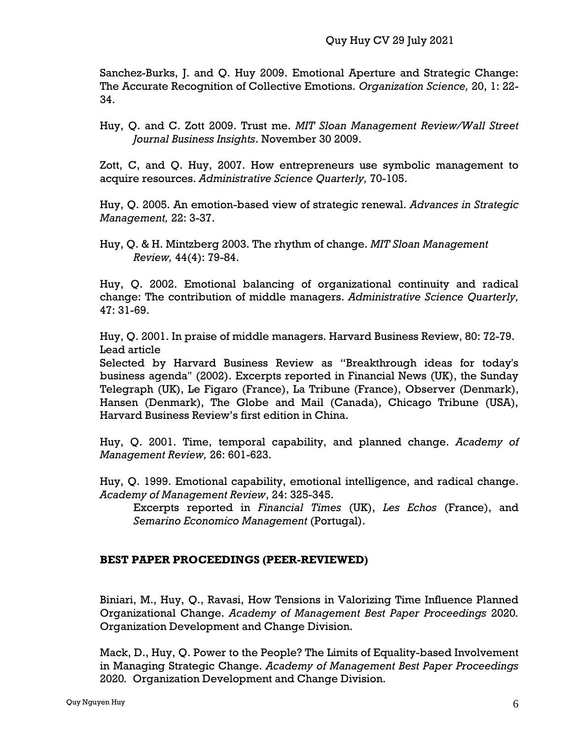Sanchez-Burks, J. and Q. Huy 2009. Emotional Aperture and Strategic Change: The Accurate Recognition of Collective Emotions. *Organization Science,* 20, 1: 22-34.

Huy, Q. and C. Zott 2009. Trust me. *MIT Sloan Management Review/Wall Street Journal Business Insights*. November 30 2009.

Zott, C, and Q. Huy, 2007. How entrepreneurs use symbolic management to acquire resources. *Administrative Science Quarterly,* 70-105.

Huy, Q. 2005. An emotion-based view of strategic renewal. *Advances in Strategic Management,* 22: 3-37.

Huy, Q. & H. Mintzberg 2003. The rhythm of change. *MIT Sloan Management Review,* 44(4): 79-84.

Huy, Q. 2002. Emotional balancing of organizational continuity and radical change: The contribution of middle managers. *Administrative Science Quarterly,* 47: 31-69.

Huy, Q. 2001. In praise of middle managers. Harvard Business Review, 80: 72-79. Lead article
Selected by Harvard Business Review as "Breakthrough ideas for today's business agenda" (2002). Excerpts reported in Financial News (UK), the Sunday Telegraph (UK), Le Figaro (France), La Tribune (France), Observer (Denmark), Hansen (Denmark), The Globe and Mail (Canada), Chicago Tribune (USA), Harvard Business Review's first edition in China.

Huy, Q. 2001. Time, temporal capability, and planned change. *Academy of Management Review,* 26: 601-623.

Huy, Q. 1999. Emotional capability, emotional intelligence, and radical change. *Academy of Management Review*, 24: 325-345.
Excerpts reported in *Financial Times* (UK), *Les Echos* (France), and *Semarino Economico Management* (Portugal).

## BEST PAPER PROCEEDINGS (PEER-REVIEWED)

Biniari, M., Huy, Q., Ravasi, How Tensions in Valorizing Time Influence Planned Organizational Change. *Academy of Management Best Paper Proceedings* 2020. Organization Development and Change Division.

Mack, D., Huy, Q. Power to the People? The Limits of Equality-based Involvement in Managing Strategic Change. *Academy of Management Best Paper Proceedings* 2020. Organization Development and Change Division.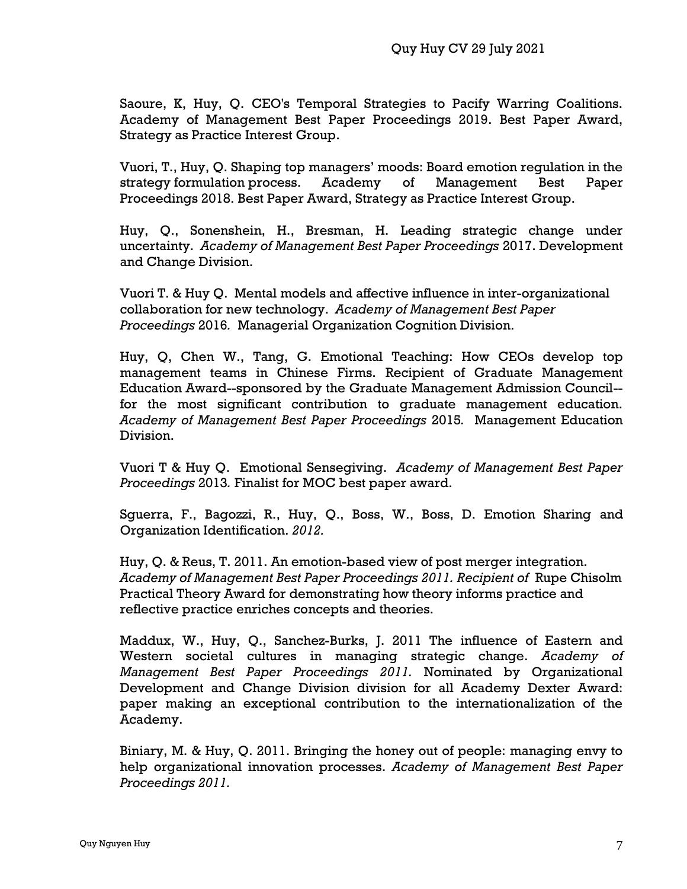Saoure, K, Huy, Q. CEO's Temporal Strategies to Pacify Warring Coalitions. Academy of Management Best Paper Proceedings 2019. Best Paper Award, Strategy as Practice Interest Group.

Vuori, T., Huy, Q. Shaping top managers' moods: Board emotion regulation in the strategy formulation process. Academy of Management Best Paper Proceedings 2018. Best Paper Award, Strategy as Practice Interest Group.

Huy, Q., Sonenshein, H., Bresman, H. Leading strategic change under uncertainty. *Academy of Management Best Paper Proceedings* 2017. Development and Change Division.

Vuori T. & Huy Q. Mental models and affective influence in inter-organizational collaboration for new technology. *Academy of Management Best Paper Proceedings* 2016. Managerial Organization Cognition Division.

Huy, Q, Chen W., Tang, G. Emotional Teaching: How CEOs develop top management teams in Chinese Firms. Recipient of Graduate Management Education Award--sponsored by the Graduate Management Admission Council--for the most significant contribution to graduate management education. *Academy of Management Best Paper Proceedings* 2015. Management Education Division.

Vuori T & Huy Q. Emotional Sensegiving. *Academy of Management Best Paper Proceedings* 2013. Finalist for MOC best paper award.

Sguerra, F., Bagozzi, R., Huy, Q., Boss, W., Boss, D. Emotion Sharing and Organization Identification. *2012.*

Huy, Q. & Reus, T. 2011. An emotion-based view of post merger integration. *Academy of Management Best Paper Proceedings 2011. Recipient of* Rupe Chisolm Practical Theory Award for demonstrating how theory informs practice and reflective practice enriches concepts and theories.

Maddux, W., Huy, Q., Sanchez-Burks, J. 2011 The influence of Eastern and Western societal cultures in managing strategic change. *Academy of Management Best Paper Proceedings 2011.* Nominated by Organizational Development and Change Division division for all Academy Dexter Award: paper making an exceptional contribution to the internationalization of the Academy.

Biniary, M. & Huy, Q. 2011. Bringing the honey out of people: managing envy to help organizational innovation processes. *Academy of Management Best Paper Proceedings 2011.*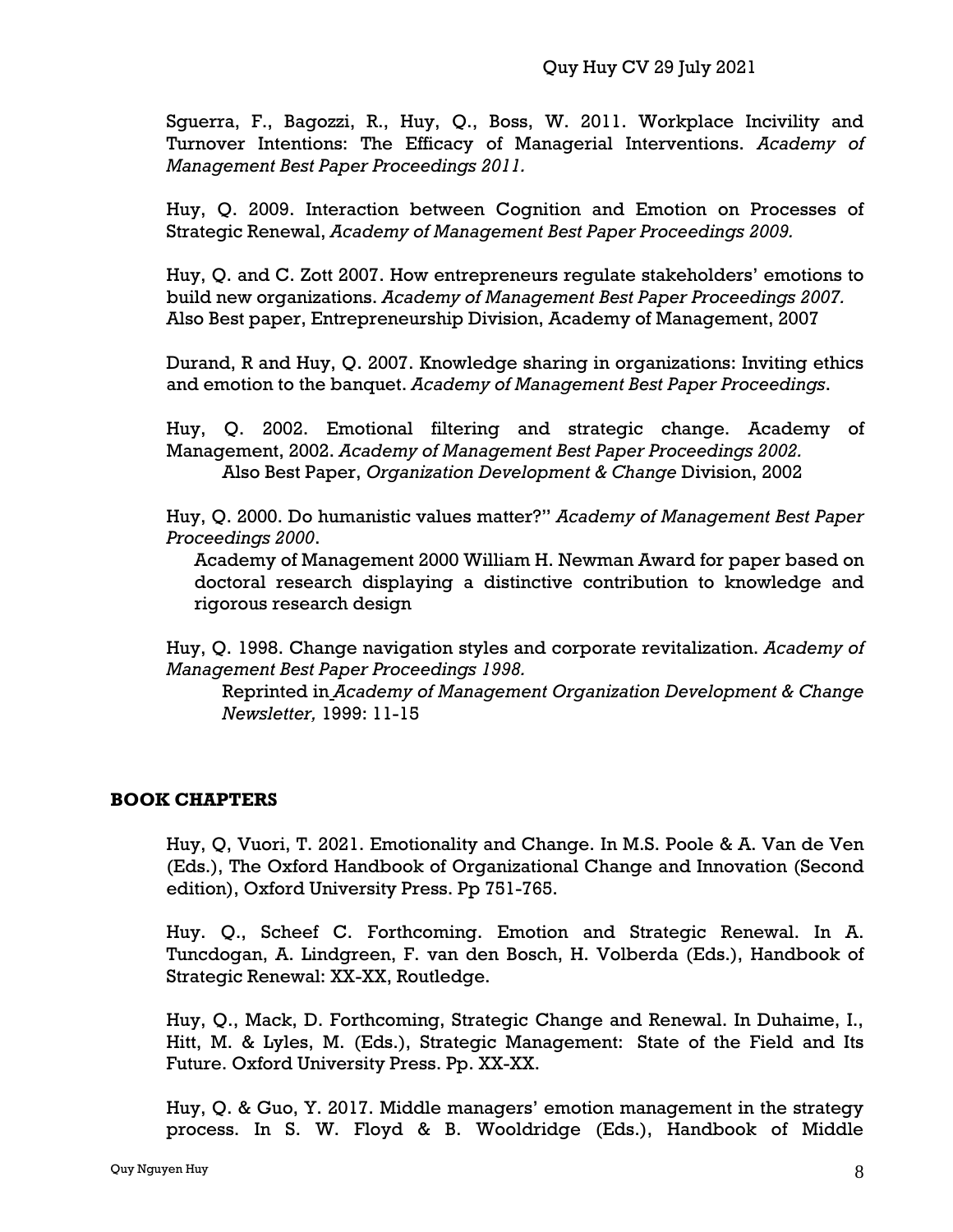Sguerra, F., Bagozzi, R., Huy, Q., Boss, W. 2011. Workplace Incivility and Turnover Intentions: The Efficacy of Managerial Interventions. *Academy of Management Best Paper Proceedings 2011.*

Huy, Q. 2009. Interaction between Cognition and Emotion on Processes of Strategic Renewal, *Academy of Management Best Paper Proceedings 2009.*

Huy, Q. and C. Zott 2007. How entrepreneurs regulate stakeholders' emotions to build new organizations. *Academy of Management Best Paper Proceedings 2007.* Also Best paper, Entrepreneurship Division, Academy of Management, 2007

Durand, R and Huy, Q. 2007. Knowledge sharing in organizations: Inviting ethics and emotion to the banquet. *Academy of Management Best Paper Proceedings*.

Huy, Q. 2002. Emotional filtering and strategic change. Academy of Management, 2002. *Academy of Management Best Paper Proceedings 2002.*
Also Best Paper, *Organization Development & Change* Division, 2002

Huy, Q. 2000. Do humanistic values matter?" *Academy of Management Best Paper Proceedings 2000*.
Academy of Management 2000 William H. Newman Award for paper based on doctoral research displaying a distinctive contribution to knowledge and rigorous research design

Huy, Q. 1998. Change navigation styles and corporate revitalization. *Academy of Management Best Paper Proceedings 1998.*
Reprinted in *Academy of Management Organization Development & Change Newsletter,* 1999: 11-15

## BOOK CHAPTERS

Huy, Q, Vuori, T. 2021. Emotionality and Change. In M.S. Poole & A. Van de Ven (Eds.), The Oxford Handbook of Organizational Change and Innovation (Second edition), Oxford University Press. Pp 751-765.

Huy. Q., Scheef C. Forthcoming. Emotion and Strategic Renewal. In A. Tuncdogan, A. Lindgreen, F. van den Bosch, H. Volberda (Eds.), Handbook of Strategic Renewal: XX-XX, Routledge.

Huy, Q., Mack, D. Forthcoming, Strategic Change and Renewal. In Duhaime, I., Hitt, M. & Lyles, M. (Eds.), Strategic Management: State of the Field and Its Future. Oxford University Press. Pp. XX-XX.

Huy, Q. & Guo, Y. 2017. Middle managers' emotion management in the strategy process. In S. W. Floyd & B. Wooldridge (Eds.), Handbook of Middle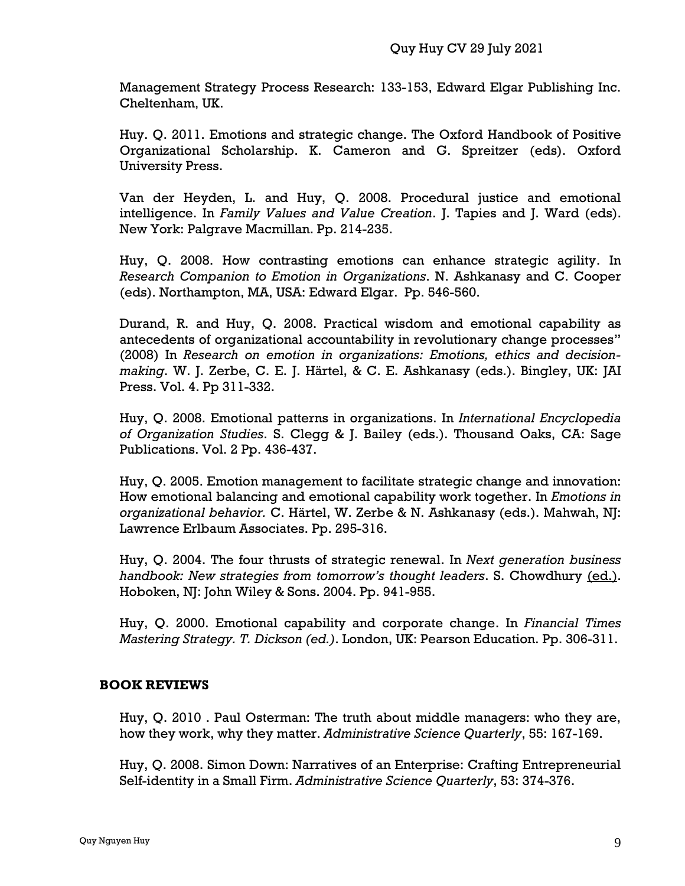Management Strategy Process Research: 133-153, Edward Elgar Publishing Inc. Cheltenham, UK.

Huy. Q. 2011. Emotions and strategic change. The Oxford Handbook of Positive Organizational Scholarship. K. Cameron and G. Spreitzer (eds). Oxford University Press.

Van der Heyden, L. and Huy, Q. 2008. Procedural justice and emotional intelligence. In *Family Values and Value Creation*. J. Tapies and J. Ward (eds). New York: Palgrave Macmillan. Pp. 214-235.

Huy, Q. 2008. How contrasting emotions can enhance strategic agility. In *Research Companion to Emotion in Organizations*. N. Ashkanasy and C. Cooper (eds). Northampton, MA, USA: Edward Elgar. Pp. 546-560.

Durand, R. and Huy, Q. 2008. Practical wisdom and emotional capability as antecedents of organizational accountability in revolutionary change processes" (2008) In *Research on emotion in organizations: Emotions, ethics and decision-making*. W. J. Zerbe, C. E. J. Härtel, & C. E. Ashkanasy (eds.). Bingley, UK: JAI Press. Vol. 4. Pp 311-332.

Huy, Q. 2008. Emotional patterns in organizations. In *International Encyclopedia of Organization Studies*. S. Clegg & J. Bailey (eds.). Thousand Oaks, CA: Sage Publications. Vol. 2 Pp. 436-437.

Huy, Q. 2005. Emotion management to facilitate strategic change and innovation: How emotional balancing and emotional capability work together. In *Emotions in organizational behavior.* C. Härtel, W. Zerbe & N. Ashkanasy (eds.). Mahwah, NJ: Lawrence Erlbaum Associates. Pp. 295-316.

Huy, Q. 2004. The four thrusts of strategic renewal. In *Next generation business handbook: New strategies from tomorrow's thought leaders*. S. Chowdhury (ed.). Hoboken, NJ: John Wiley & Sons. 2004. Pp. 941-955.

Huy, Q. 2000. Emotional capability and corporate change. In *Financial Times Mastering Strategy. T. Dickson (ed.)*. London, UK: Pearson Education. Pp. 306-311.

## BOOK REVIEWS

Huy, Q. 2010 . Paul Osterman: The truth about middle managers: who they are, how they work, why they matter. *Administrative Science Quarterly*, 55: 167-169.

Huy, Q. 2008. Simon Down: Narratives of an Enterprise: Crafting Entrepreneurial Self-identity in a Small Firm. *Administrative Science Quarterly*, 53: 374-376.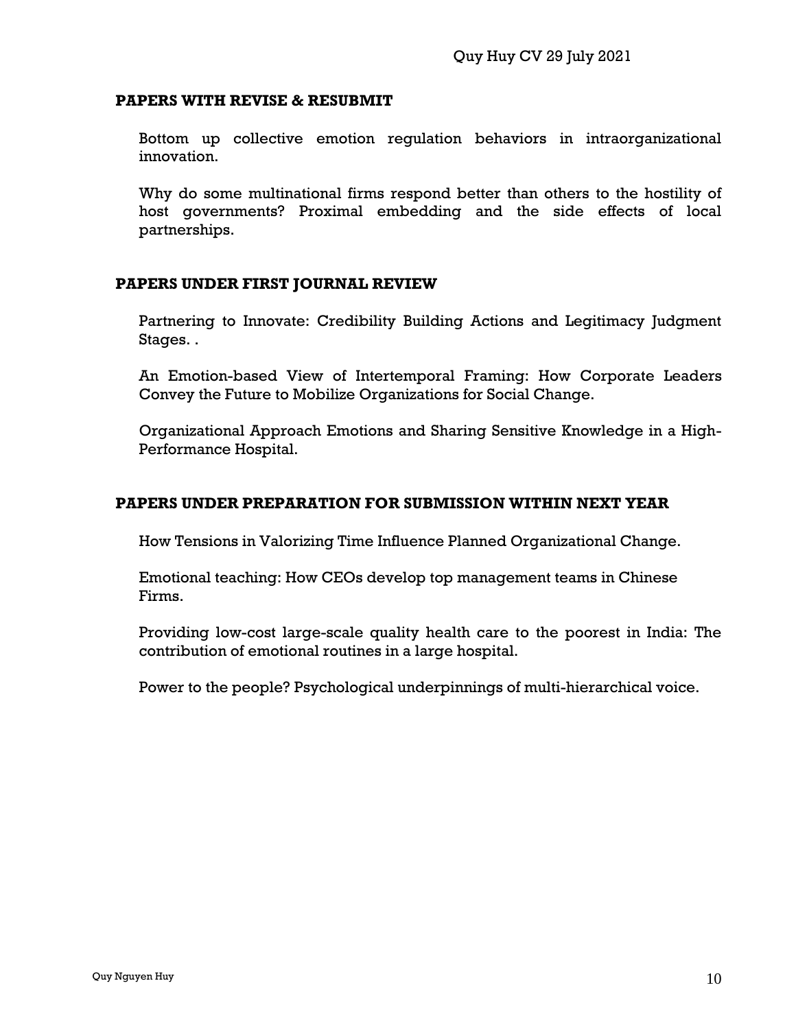## PAPERS WITH REVISE & RESUBMIT

Bottom up collective emotion regulation behaviors in intraorganizational innovation.

Why do some multinational firms respond better than others to the hostility of host governments? Proximal embedding and the side effects of local partnerships.

## PAPERS UNDER FIRST JOURNAL REVIEW

Partnering to Innovate: Credibility Building Actions and Legitimacy Judgment Stages. .

An Emotion-based View of Intertemporal Framing: How Corporate Leaders Convey the Future to Mobilize Organizations for Social Change.

Organizational Approach Emotions and Sharing Sensitive Knowledge in a High-Performance Hospital.

## PAPERS UNDER PREPARATION FOR SUBMISSION WITHIN NEXT YEAR

How Tensions in Valorizing Time Influence Planned Organizational Change.

Emotional teaching: How CEOs develop top management teams in Chinese Firms.

Providing low-cost large-scale quality health care to the poorest in India: The contribution of emotional routines in a large hospital.

Power to the people? Psychological underpinnings of multi-hierarchical voice.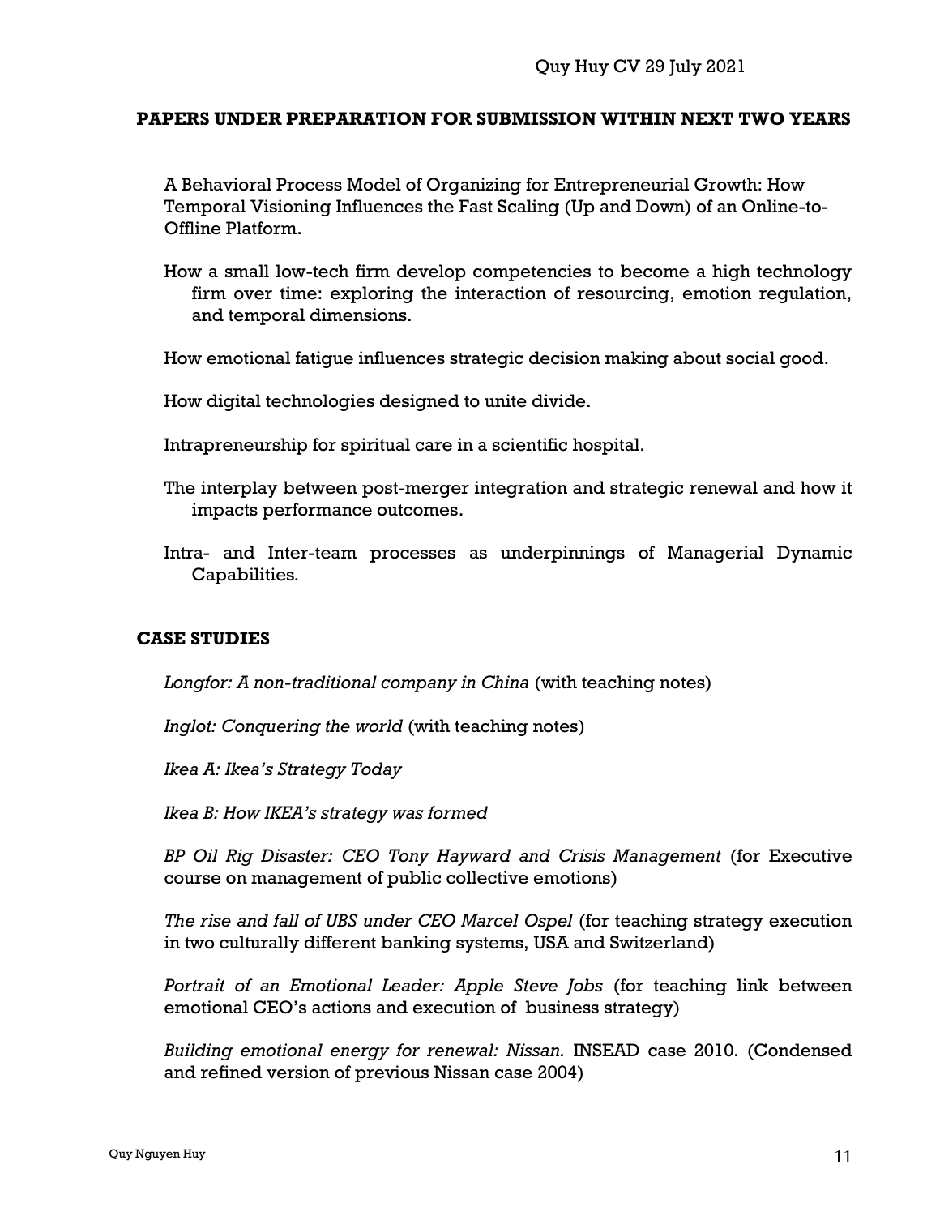## PAPERS UNDER PREPARATION FOR SUBMISSION WITHIN NEXT TWO YEARS

A Behavioral Process Model of Organizing for Entrepreneurial Growth: How Temporal Visioning Influences the Fast Scaling (Up and Down) of an Online-to-Offline Platform.

How a small low-tech firm develop competencies to become a high technology firm over time: exploring the interaction of resourcing, emotion regulation, and temporal dimensions.

How emotional fatigue influences strategic decision making about social good.

How digital technologies designed to unite divide.

Intrapreneurship for spiritual care in a scientific hospital.

The interplay between post-merger integration and strategic renewal and how it impacts performance outcomes.

Intra- and Inter-team processes as underpinnings of Managerial Dynamic Capabilities.

## CASE STUDIES

*Longfor: A non-traditional company in China* (with teaching notes)

*Inglot: Conquering the world* (with teaching notes)

*Ikea A: Ikea's Strategy Today*

*Ikea B: How IKEA's strategy was formed*

*BP Oil Rig Disaster: CEO Tony Hayward and Crisis Management* (for Executive course on management of public collective emotions)

*The rise and fall of UBS under CEO Marcel Ospel* (for teaching strategy execution in two culturally different banking systems, USA and Switzerland)

*Portrait of an Emotional Leader: Apple Steve Jobs* (for teaching link between emotional CEO's actions and execution of business strategy)

*Building emotional energy for renewal: Nissan.* INSEAD case 2010. (Condensed and refined version of previous Nissan case 2004)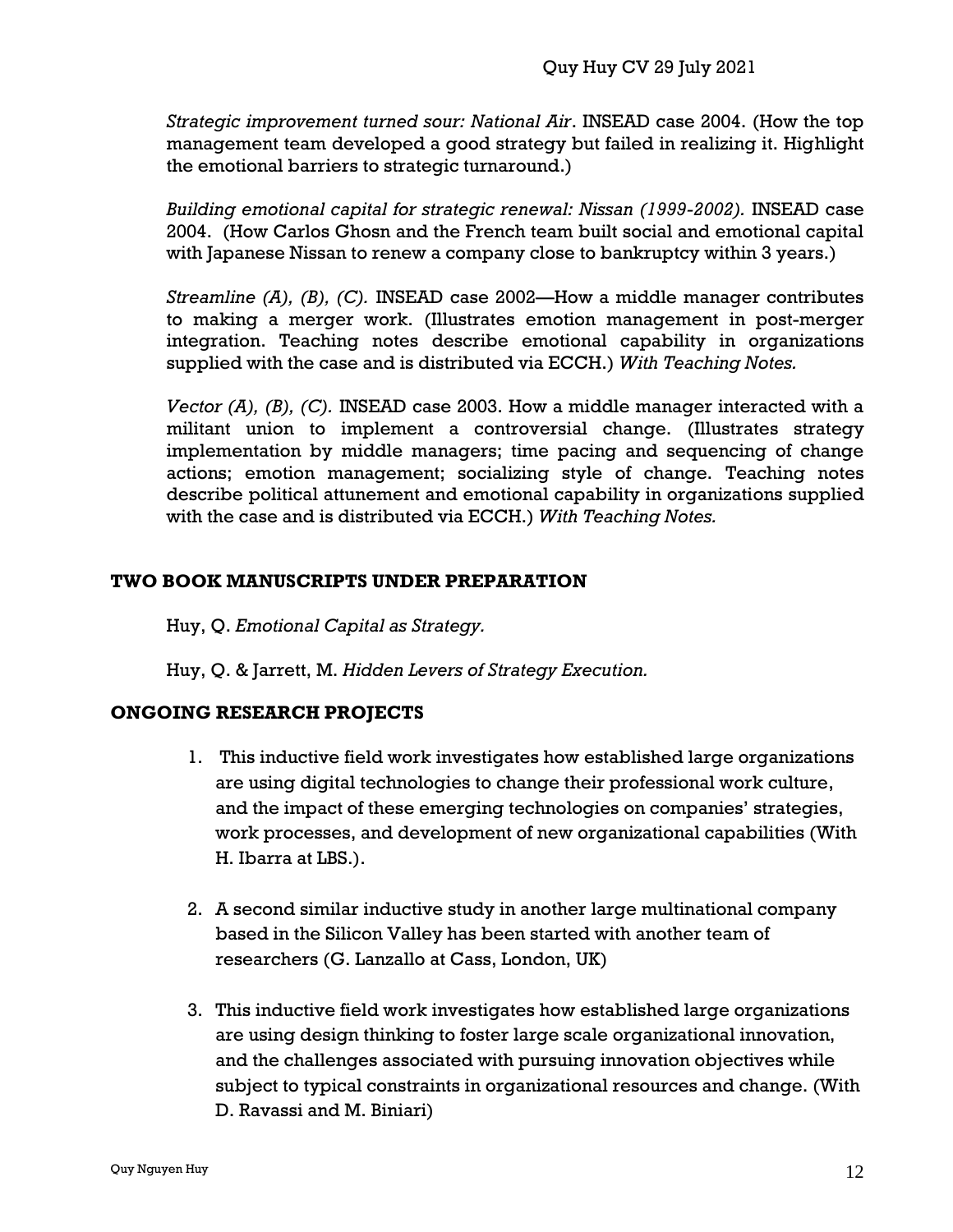*Strategic improvement turned sour: National Air*. INSEAD case 2004. (How the top management team developed a good strategy but failed in realizing it. Highlight the emotional barriers to strategic turnaround.)

*Building emotional capital for strategic renewal: Nissan (1999-2002).* INSEAD case 2004. (How Carlos Ghosn and the French team built social and emotional capital with Japanese Nissan to renew a company close to bankruptcy within 3 years.)

*Streamline (A), (B), (C).* INSEAD case 2002—How a middle manager contributes to making a merger work. (Illustrates emotion management in post-merger integration. Teaching notes describe emotional capability in organizations supplied with the case and is distributed via ECCH.) *With Teaching Notes.*

*Vector (A), (B), (C).* INSEAD case 2003. How a middle manager interacted with a militant union to implement a controversial change. (Illustrates strategy implementation by middle managers; time pacing and sequencing of change actions; emotion management; socializing style of change. Teaching notes describe political attunement and emotional capability in organizations supplied with the case and is distributed via ECCH.) *With Teaching Notes.*

## TWO BOOK MANUSCRIPTS UNDER PREPARATION

Huy, Q. *Emotional Capital as Strategy.*

Huy, Q. & Jarrett, M. *Hidden Levers of Strategy Execution.*

## ONGOING RESEARCH PROJECTS

1. This inductive field work investigates how established large organizations are using digital technologies to change their professional work culture, and the impact of these emerging technologies on companies' strategies, work processes, and development of new organizational capabilities (With H. Ibarra at LBS.).

2. A second similar inductive study in another large multinational company based in the Silicon Valley has been started with another team of researchers (G. Lanzallo at Cass, London, UK)

3. This inductive field work investigates how established large organizations are using design thinking to foster large scale organizational innovation, and the challenges associated with pursuing innovation objectives while subject to typical constraints in organizational resources and change. (With D. Ravassi and M. Biniari)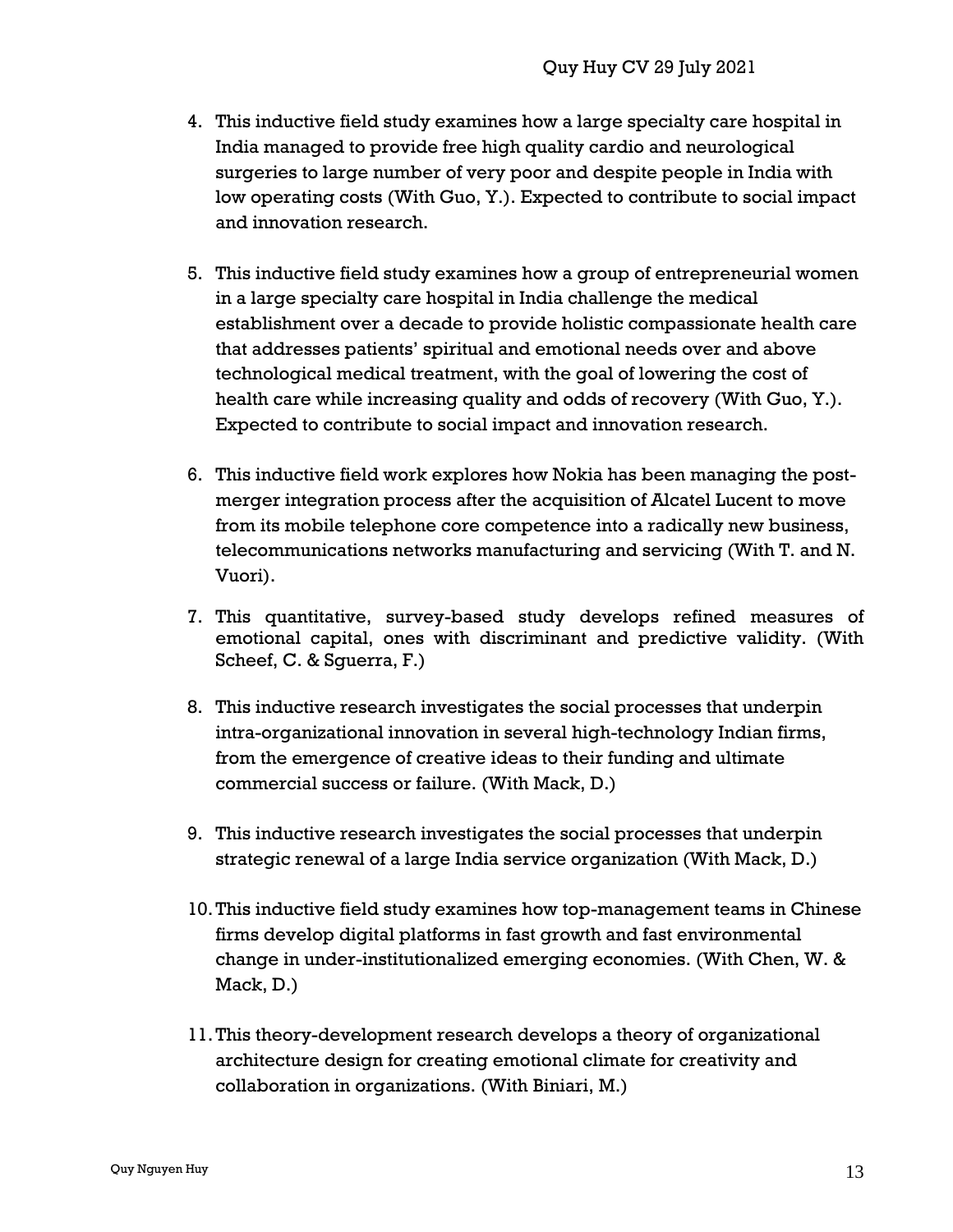4. This inductive field study examines how a large specialty care hospital in India managed to provide free high quality cardio and neurological surgeries to large number of very poor and despite people in India with low operating costs (With Guo, Y.). Expected to contribute to social impact and innovation research.

5. This inductive field study examines how a group of entrepreneurial women in a large specialty care hospital in India challenge the medical establishment over a decade to provide holistic compassionate health care that addresses patients' spiritual and emotional needs over and above technological medical treatment, with the goal of lowering the cost of health care while increasing quality and odds of recovery (With Guo, Y.). Expected to contribute to social impact and innovation research.

6. This inductive field work explores how Nokia has been managing the post-merger integration process after the acquisition of Alcatel Lucent to move from its mobile telephone core competence into a radically new business, telecommunications networks manufacturing and servicing (With T. and N. Vuori).

7. This quantitative, survey-based study develops refined measures of emotional capital, ones with discriminant and predictive validity. (With Scheef, C. & Sguerra, F.)

8. This inductive research investigates the social processes that underpin intra-organizational innovation in several high-technology Indian firms, from the emergence of creative ideas to their funding and ultimate commercial success or failure. (With Mack, D.)

9. This inductive research investigates the social processes that underpin strategic renewal of a large India service organization (With Mack, D.)

10. This inductive field study examines how top-management teams in Chinese firms develop digital platforms in fast growth and fast environmental change in under-institutionalized emerging economies. (With Chen, W. & Mack, D.)

11. This theory-development research develops a theory of organizational architecture design for creating emotional climate for creativity and collaboration in organizations. (With Biniari, M.)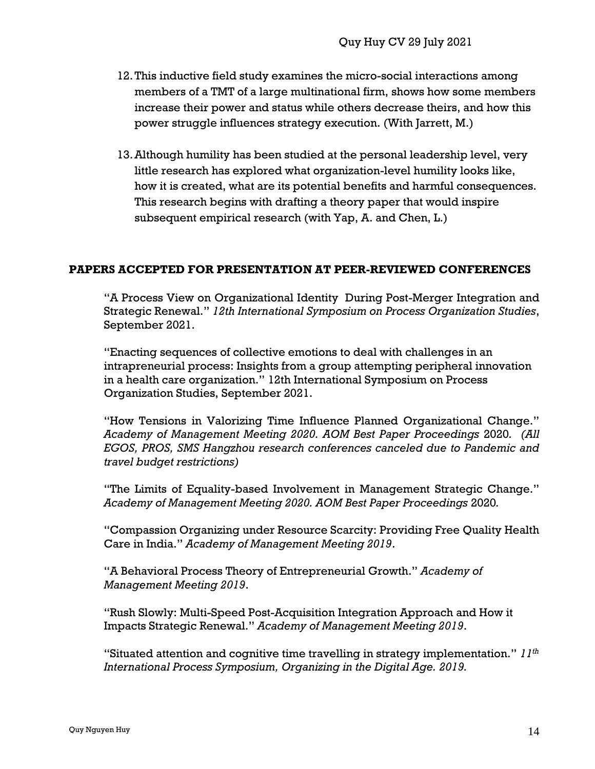12. This inductive field study examines the micro-social interactions among members of a TMT of a large multinational firm, shows how some members increase their power and status while others decrease theirs, and how this power struggle influences strategy execution. (With Jarrett, M.)

13. Although humility has been studied at the personal leadership level, very little research has explored what organization-level humility looks like, how it is created, what are its potential benefits and harmful consequences. This research begins with drafting a theory paper that would inspire subsequent empirical research (with Yap, A. and Chen, L.)

## PAPERS ACCEPTED FOR PRESENTATION AT PEER-REVIEWED CONFERENCES

"A Process View on Organizational Identity During Post-Merger Integration and Strategic Renewal." *12th International Symposium on Process Organization Studies*, September 2021.

"Enacting sequences of collective emotions to deal with challenges in an intrapreneurial process: Insights from a group attempting peripheral innovation in a health care organization." 12th International Symposium on Process Organization Studies, September 2021.

"How Tensions in Valorizing Time Influence Planned Organizational Change." *Academy of Management Meeting 2020. AOM Best Paper Proceedings* 2020. *(All EGOS, PROS, SMS Hangzhou research conferences canceled due to Pandemic and travel budget restrictions)*

"The Limits of Equality-based Involvement in Management Strategic Change." *Academy of Management Meeting 2020. AOM Best Paper Proceedings* 2020.

"Compassion Organizing under Resource Scarcity: Providing Free Quality Health Care in India." *Academy of Management Meeting 2019*.

"A Behavioral Process Theory of Entrepreneurial Growth." *Academy of Management Meeting 2019*.

"Rush Slowly: Multi-Speed Post-Acquisition Integration Approach and How it Impacts Strategic Renewal." *Academy of Management Meeting 2019*.

"Situated attention and cognitive time travelling in strategy implementation." *11th International Process Symposium, Organizing in the Digital Age. 2019.*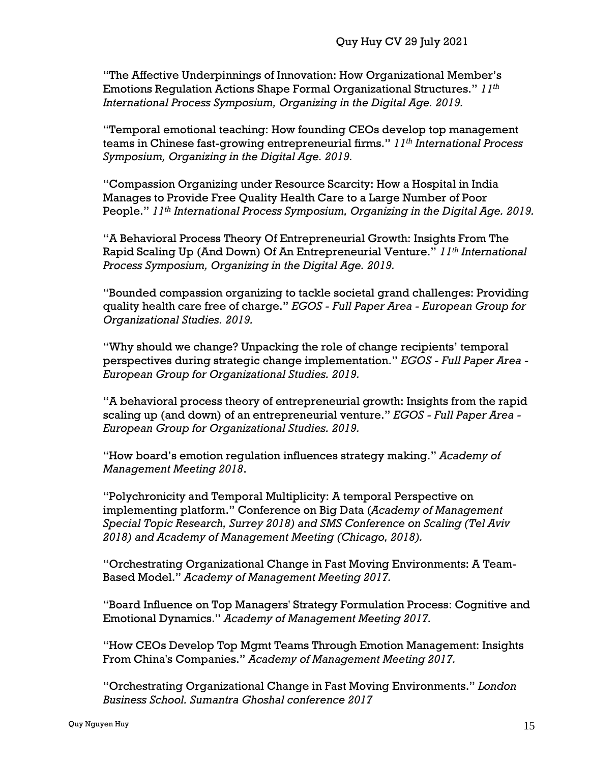"The Affective Underpinnings of Innovation: How Organizational Member's Emotions Regulation Actions Shape Formal Organizational Structures." *11th International Process Symposium, Organizing in the Digital Age. 2019.*

"Temporal emotional teaching: How founding CEOs develop top management teams in Chinese fast-growing entrepreneurial firms." *11th International Process Symposium, Organizing in the Digital Age. 2019.*

"Compassion Organizing under Resource Scarcity: How a Hospital in India Manages to Provide Free Quality Health Care to a Large Number of Poor People." *11th International Process Symposium, Organizing in the Digital Age. 2019.*

"A Behavioral Process Theory Of Entrepreneurial Growth: Insights From The Rapid Scaling Up (And Down) Of An Entrepreneurial Venture." *11th International Process Symposium, Organizing in the Digital Age. 2019.*

"Bounded compassion organizing to tackle societal grand challenges: Providing quality health care free of charge." *EGOS - Full Paper Area - European Group for Organizational Studies. 2019.*

"Why should we change? Unpacking the role of change recipients' temporal perspectives during strategic change implementation." *EGOS - Full Paper Area - European Group for Organizational Studies. 2019.*

"A behavioral process theory of entrepreneurial growth: Insights from the rapid scaling up (and down) of an entrepreneurial venture." *EGOS - Full Paper Area - European Group for Organizational Studies. 2019.*

"How board's emotion regulation influences strategy making." *Academy of Management Meeting 2018*.

"Polychronicity and Temporal Multiplicity: A temporal Perspective on implementing platform." Conference on Big Data (*Academy of Management Special Topic Research, Surrey 2018) and SMS Conference on Scaling (Tel Aviv 2018) and Academy of Management Meeting (Chicago, 2018).*

"Orchestrating Organizational Change in Fast Moving Environments: A Team-Based Model." *Academy of Management Meeting 2017.*

"Board Influence on Top Managers' Strategy Formulation Process: Cognitive and Emotional Dynamics." *Academy of Management Meeting 2017.*

"How CEOs Develop Top Mgmt Teams Through Emotion Management: Insights From China's Companies." *Academy of Management Meeting 2017.*

"Orchestrating Organizational Change in Fast Moving Environments." *London Business School. Sumantra Ghoshal conference 2017*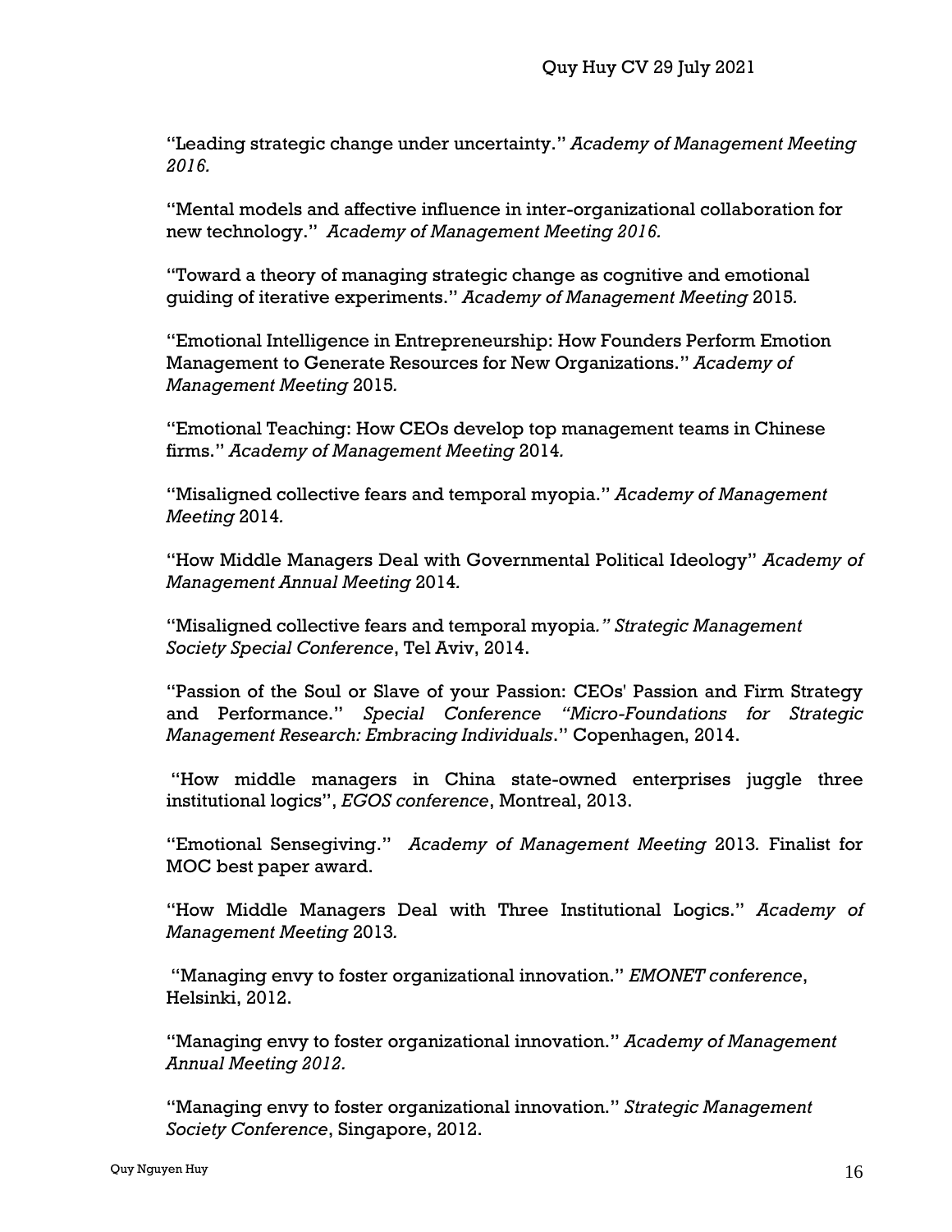"Leading strategic change under uncertainty." *Academy of Management Meeting 2016.*

"Mental models and affective influence in inter-organizational collaboration for new technology." *Academy of Management Meeting 2016.*

"Toward a theory of managing strategic change as cognitive and emotional guiding of iterative experiments." *Academy of Management Meeting* 2015*.*

"Emotional Intelligence in Entrepreneurship: How Founders Perform Emotion Management to Generate Resources for New Organizations." *Academy of Management Meeting* 2015*.*

"Emotional Teaching: How CEOs develop top management teams in Chinese firms." *Academy of Management Meeting* 2014*.*

"Misaligned collective fears and temporal myopia." *Academy of Management Meeting* 2014*.*

"How Middle Managers Deal with Governmental Political Ideology" *Academy of Management Annual Meeting* 2014*.*

"Misaligned collective fears and temporal myopia*." Strategic Management Society Special Conference*, Tel Aviv, 2014.

"Passion of the Soul or Slave of your Passion: CEOs' Passion and Firm Strategy and Performance." *Special Conference "Micro-Foundations for Strategic Management Research: Embracing Individuals*." Copenhagen, 2014.

"How middle managers in China state-owned enterprises juggle three institutional logics", *EGOS conference*, Montreal, 2013.

"Emotional Sensegiving." *Academy of Management Meeting* 2013*.* Finalist for MOC best paper award.

"How Middle Managers Deal with Three Institutional Logics." *Academy of Management Meeting* 2013*.*

"Managing envy to foster organizational innovation." *EMONET conference*, Helsinki, 2012.

"Managing envy to foster organizational innovation." *Academy of Management Annual Meeting 2012.*

"Managing envy to foster organizational innovation." *Strategic Management Society Conference*, Singapore, 2012.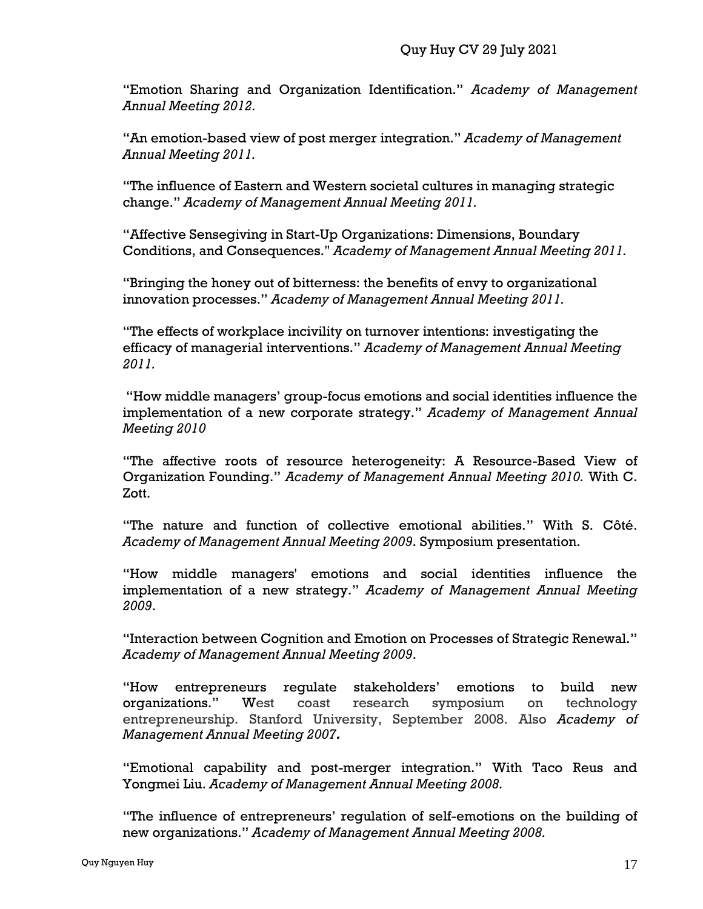"Emotion Sharing and Organization Identification." *Academy of Management Annual Meeting 2012.*

"An emotion-based view of post merger integration." *Academy of Management Annual Meeting 2011.*

"The influence of Eastern and Western societal cultures in managing strategic change." *Academy of Management Annual Meeting 2011.*

"Affective Sensegiving in Start-Up Organizations: Dimensions, Boundary Conditions, and Consequences." *Academy of Management Annual Meeting 2011.*

"Bringing the honey out of bitterness: the benefits of envy to organizational innovation processes." *Academy of Management Annual Meeting 2011.*

"The effects of workplace incivility on turnover intentions: investigating the efficacy of managerial interventions." *Academy of Management Annual Meeting 2011.*

"How middle managers' group-focus emotions and social identities influence the implementation of a new corporate strategy." *Academy of Management Annual Meeting 2010*

"The affective roots of resource heterogeneity: A Resource-Based View of Organization Founding." *Academy of Management Annual Meeting 2010.* With C. Zott.

"The nature and function of collective emotional abilities." With S. Côté. *Academy of Management Annual Meeting 2009*. Symposium presentation.

"How middle managers' emotions and social identities influence the implementation of a new strategy." *Academy of Management Annual Meeting 2009*.

"Interaction between Cognition and Emotion on Processes of Strategic Renewal." *Academy of Management Annual Meeting 2009*.

"How entrepreneurs regulate stakeholders' emotions to build new organizations." West coast research symposium on technology entrepreneurship. Stanford University, September 2008. Also *Academy of Management Annual Meeting 2007.*

"Emotional capability and post-merger integration." With Taco Reus and Yongmei Liu. *Academy of Management Annual Meeting 2008.*

"The influence of entrepreneurs' regulation of self-emotions on the building of new organizations." *Academy of Management Annual Meeting 2008.*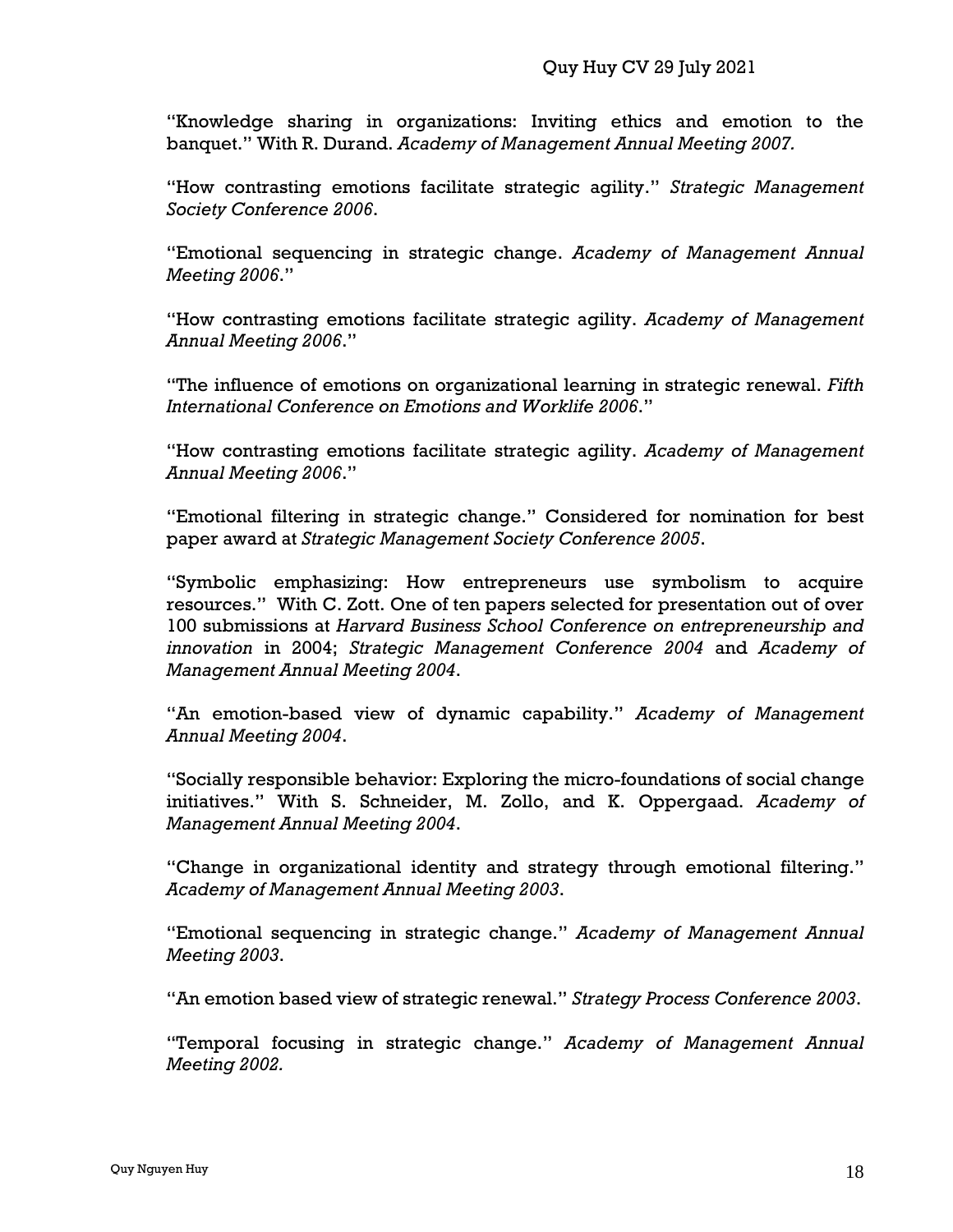"Knowledge sharing in organizations: Inviting ethics and emotion to the banquet." With R. Durand. *Academy of Management Annual Meeting 2007.*

"How contrasting emotions facilitate strategic agility." *Strategic Management Society Conference 2006*.

"Emotional sequencing in strategic change. *Academy of Management Annual Meeting 2006*."

"How contrasting emotions facilitate strategic agility. *Academy of Management Annual Meeting 2006*."

"The influence of emotions on organizational learning in strategic renewal. *Fifth International Conference on Emotions and Worklife 2006*."

"How contrasting emotions facilitate strategic agility. *Academy of Management Annual Meeting 2006*."

"Emotional filtering in strategic change." Considered for nomination for best paper award at *Strategic Management Society Conference 2005*.

"Symbolic emphasizing: How entrepreneurs use symbolism to acquire resources." With C. Zott. One of ten papers selected for presentation out of over 100 submissions at *Harvard Business School Conference on entrepreneurship and innovation* in 2004; *Strategic Management Conference 2004* and *Academy of Management Annual Meeting 2004*.

"An emotion-based view of dynamic capability." *Academy of Management Annual Meeting 2004*.

"Socially responsible behavior: Exploring the micro-foundations of social change initiatives." With S. Schneider, M. Zollo, and K. Oppergaad. *Academy of Management Annual Meeting 2004*.

"Change in organizational identity and strategy through emotional filtering." *Academy of Management Annual Meeting 2003*.

"Emotional sequencing in strategic change." *Academy of Management Annual Meeting 2003*.

"An emotion based view of strategic renewal." *Strategy Process Conference 2003*.

"Temporal focusing in strategic change." *Academy of Management Annual Meeting 2002.*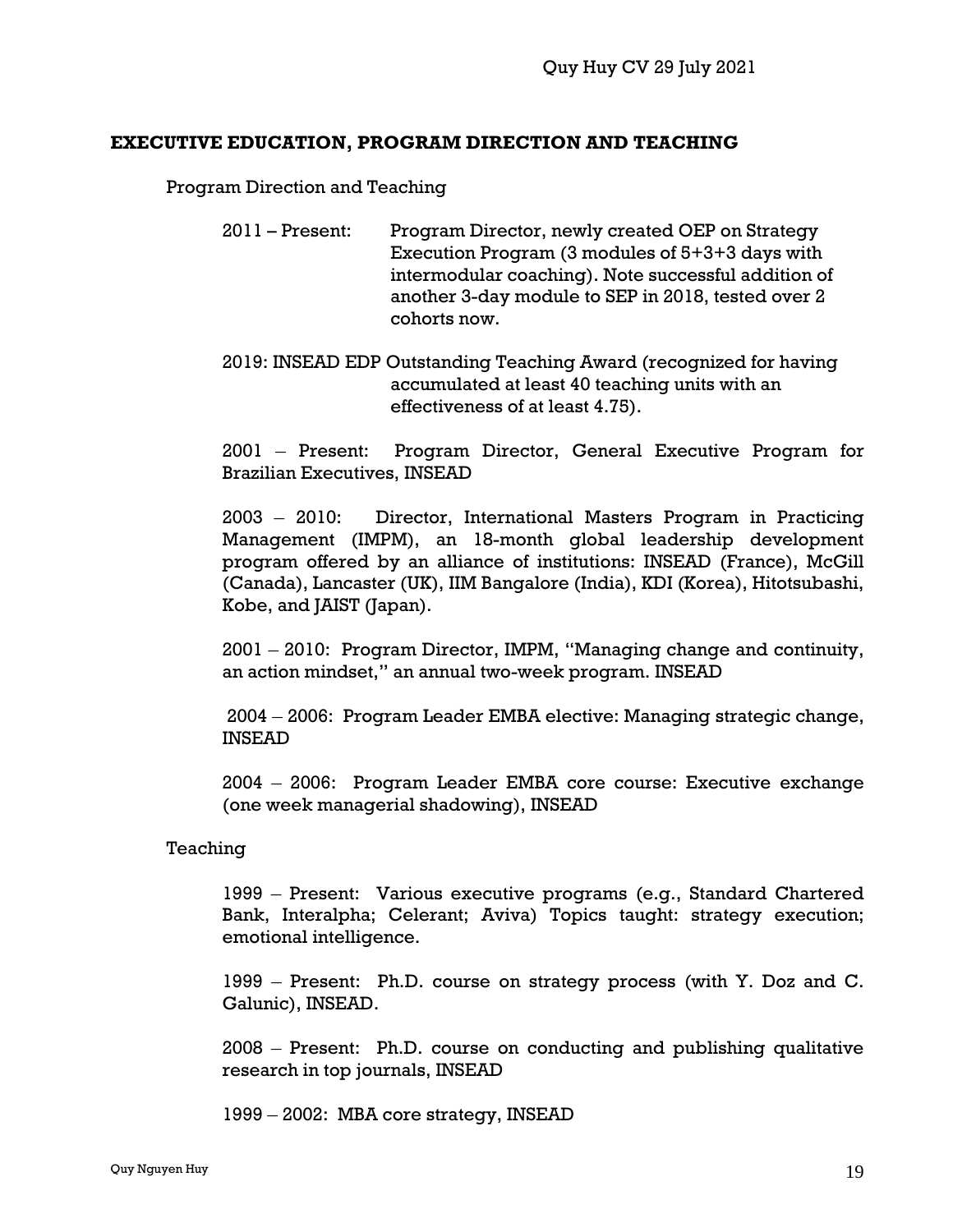## EXECUTIVE EDUCATION, PROGRAM DIRECTION AND TEACHING

Program Direction and Teaching

2011 – Present: Program Director, newly created OEP on Strategy Execution Program (3 modules of 5+3+3 days with intermodular coaching). Note successful addition of another 3-day module to SEP in 2018, tested over 2 cohorts now.

2019: INSEAD EDP Outstanding Teaching Award (recognized for having accumulated at least 40 teaching units with an effectiveness of at least 4.75).

2001 – Present: Program Director, General Executive Program for Brazilian Executives, INSEAD

2003 – 2010: Director, International Masters Program in Practicing Management (IMPM), an 18-month global leadership development program offered by an alliance of institutions: INSEAD (France), McGill (Canada), Lancaster (UK), IIM Bangalore (India), KDI (Korea), Hitotsubashi, Kobe, and JAIST (Japan).

2001 – 2010: Program Director, IMPM, "Managing change and continuity, an action mindset," an annual two-week program. INSEAD

2004 – 2006: Program Leader EMBA elective: Managing strategic change, INSEAD

2004 – 2006: Program Leader EMBA core course: Executive exchange (one week managerial shadowing), INSEAD

Teaching

1999 – Present: Various executive programs (e.g., Standard Chartered Bank, Interalpha; Celerant; Aviva) Topics taught: strategy execution; emotional intelligence.

1999 – Present: Ph.D. course on strategy process (with Y. Doz and C. Galunic), INSEAD.

2008 – Present: Ph.D. course on conducting and publishing qualitative research in top journals, INSEAD

1999 – 2002: MBA core strategy, INSEAD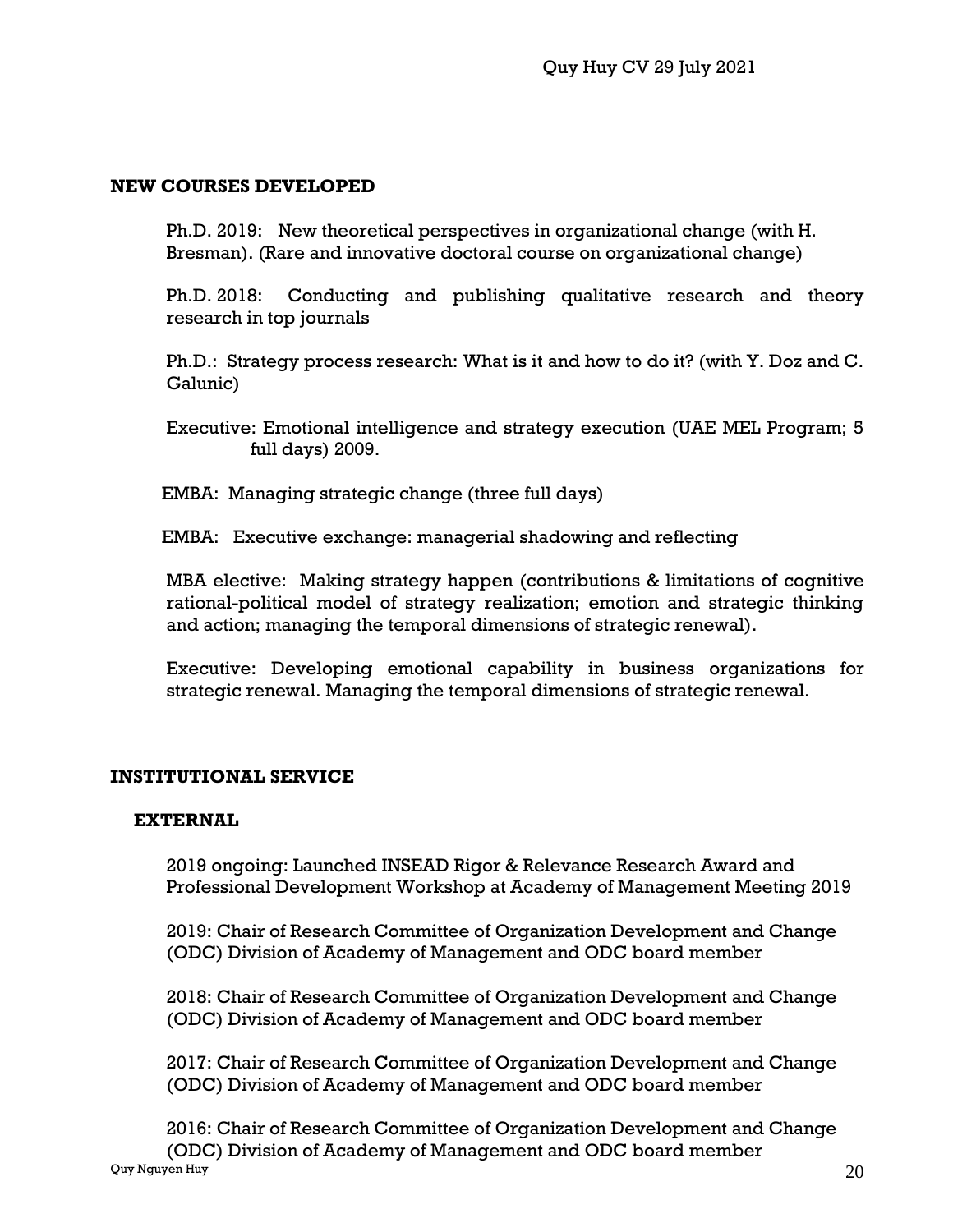## NEW COURSES DEVELOPED

Ph.D. 2019: New theoretical perspectives in organizational change (with H. Bresman). (Rare and innovative doctoral course on organizational change)

Ph.D. 2018: Conducting and publishing qualitative research and theory research in top journals

Ph.D.: Strategy process research: What is it and how to do it? (with Y. Doz and C. Galunic)

Executive: Emotional intelligence and strategy execution (UAE MEL Program; 5 full days) 2009.

EMBA: Managing strategic change (three full days)

EMBA: Executive exchange: managerial shadowing and reflecting

MBA elective: Making strategy happen (contributions & limitations of cognitive rational-political model of strategy realization; emotion and strategic thinking and action; managing the temporal dimensions of strategic renewal).

Executive: Developing emotional capability in business organizations for strategic renewal. Managing the temporal dimensions of strategic renewal.

## INSTITUTIONAL SERVICE

### EXTERNAL

2019 ongoing: Launched INSEAD Rigor & Relevance Research Award and Professional Development Workshop at Academy of Management Meeting 2019

2019: Chair of Research Committee of Organization Development and Change (ODC) Division of Academy of Management and ODC board member

2018: Chair of Research Committee of Organization Development and Change (ODC) Division of Academy of Management and ODC board member

2017: Chair of Research Committee of Organization Development and Change (ODC) Division of Academy of Management and ODC board member

2016: Chair of Research Committee of Organization Development and Change (ODC) Division of Academy of Management and ODC board member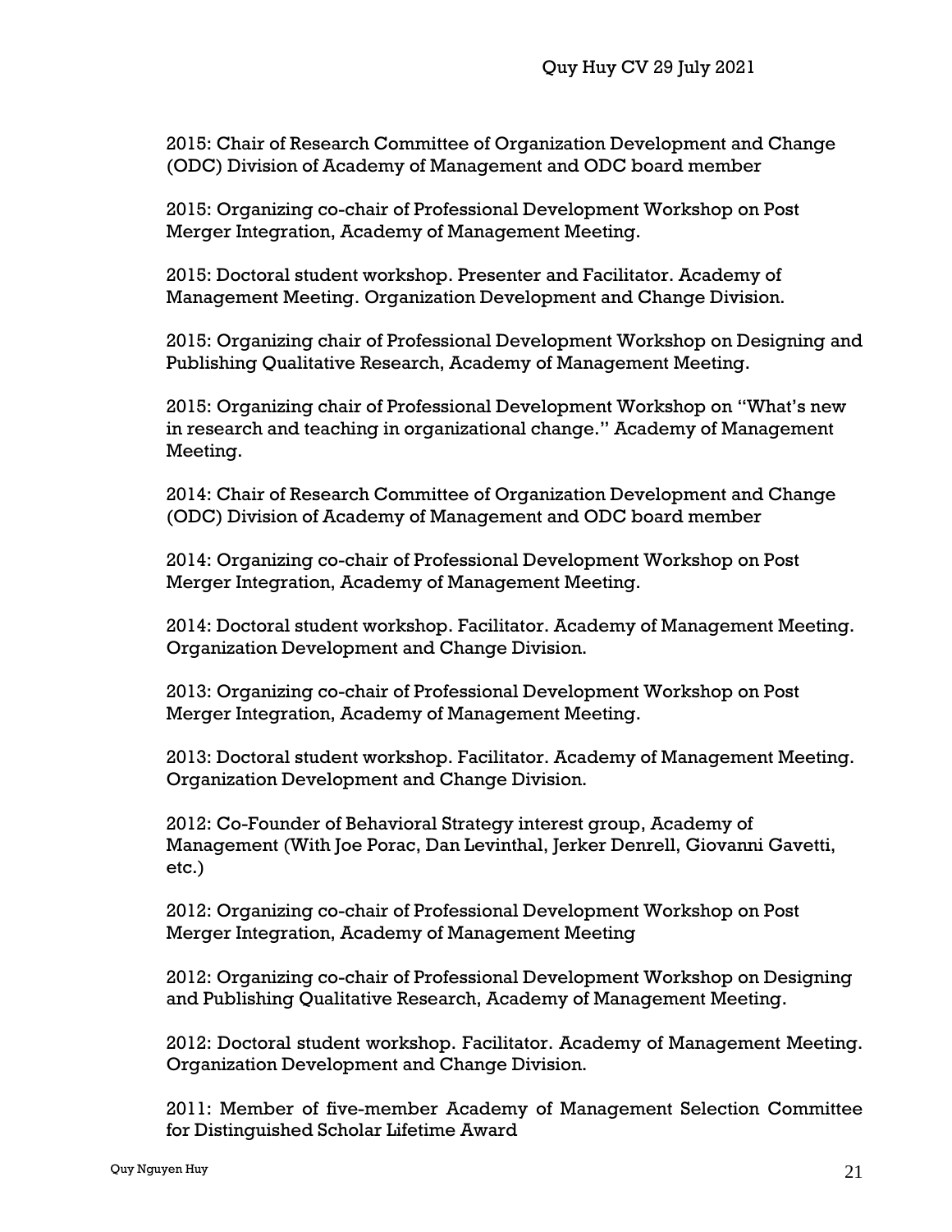2015: Chair of Research Committee of Organization Development and Change (ODC) Division of Academy of Management and ODC board member

2015: Organizing co-chair of Professional Development Workshop on Post Merger Integration, Academy of Management Meeting.

2015: Doctoral student workshop. Presenter and Facilitator. Academy of Management Meeting. Organization Development and Change Division.

2015: Organizing chair of Professional Development Workshop on Designing and Publishing Qualitative Research, Academy of Management Meeting.

2015: Organizing chair of Professional Development Workshop on "What's new in research and teaching in organizational change." Academy of Management Meeting.

2014: Chair of Research Committee of Organization Development and Change (ODC) Division of Academy of Management and ODC board member

2014: Organizing co-chair of Professional Development Workshop on Post Merger Integration, Academy of Management Meeting.

2014: Doctoral student workshop. Facilitator. Academy of Management Meeting. Organization Development and Change Division.

2013: Organizing co-chair of Professional Development Workshop on Post Merger Integration, Academy of Management Meeting.

2013: Doctoral student workshop. Facilitator. Academy of Management Meeting. Organization Development and Change Division.

2012: Co-Founder of Behavioral Strategy interest group, Academy of Management (With Joe Porac, Dan Levinthal, Jerker Denrell, Giovanni Gavetti, etc.)

2012: Organizing co-chair of Professional Development Workshop on Post Merger Integration, Academy of Management Meeting

2012: Organizing co-chair of Professional Development Workshop on Designing and Publishing Qualitative Research, Academy of Management Meeting.

2012: Doctoral student workshop. Facilitator. Academy of Management Meeting. Organization Development and Change Division.

2011: Member of five-member Academy of Management Selection Committee for Distinguished Scholar Lifetime Award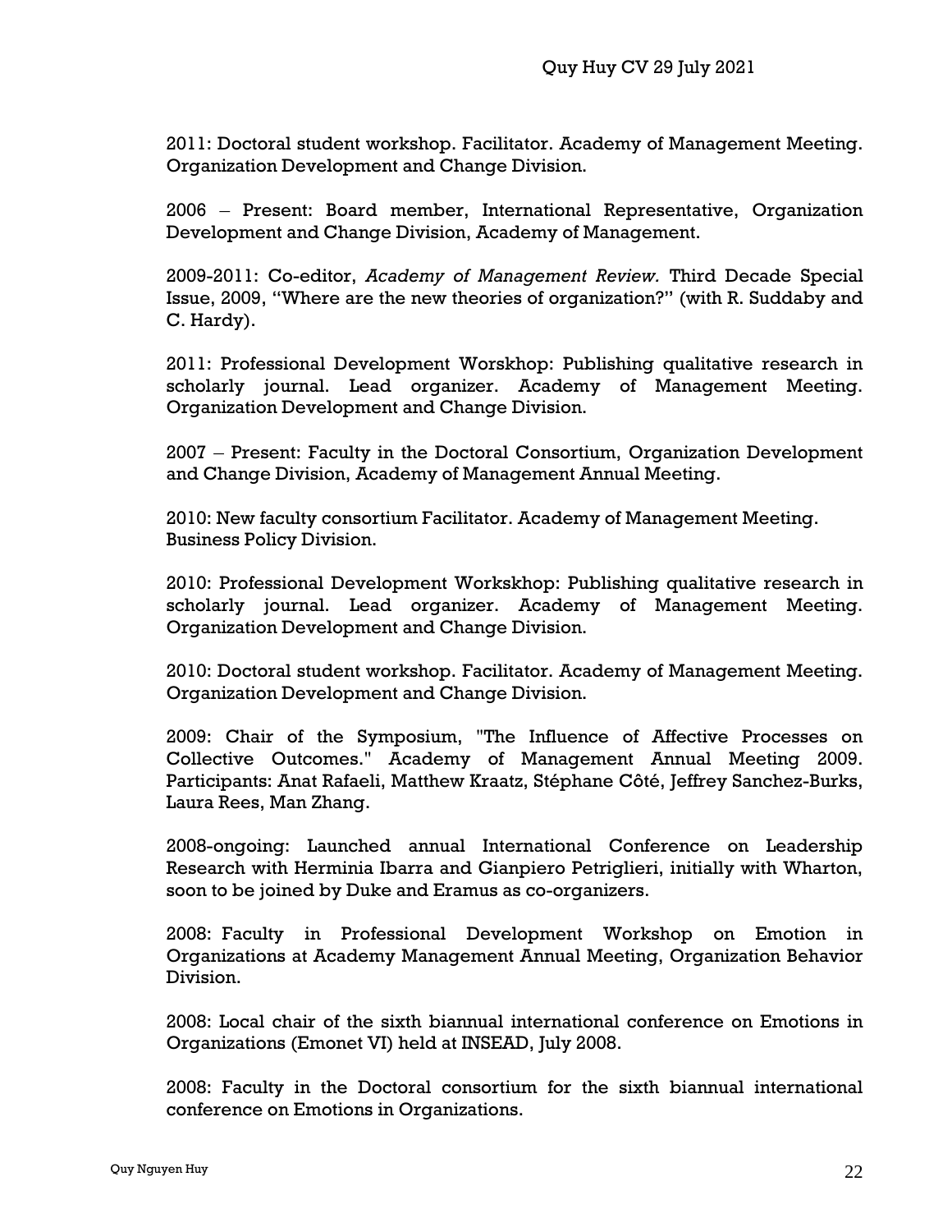2011: Doctoral student workshop. Facilitator. Academy of Management Meeting. Organization Development and Change Division.

2006 – Present: Board member, International Representative, Organization Development and Change Division, Academy of Management.

2009-2011: Co-editor, *Academy of Management Review.* Third Decade Special Issue, 2009, "Where are the new theories of organization?" (with R. Suddaby and C. Hardy).

2011: Professional Development Worskhop: Publishing qualitative research in scholarly journal. Lead organizer. Academy of Management Meeting. Organization Development and Change Division.

2007 – Present: Faculty in the Doctoral Consortium, Organization Development and Change Division, Academy of Management Annual Meeting.

2010: New faculty consortium Facilitator. Academy of Management Meeting. Business Policy Division.

2010: Professional Development Workskhop: Publishing qualitative research in scholarly journal. Lead organizer. Academy of Management Meeting. Organization Development and Change Division.

2010: Doctoral student workshop. Facilitator. Academy of Management Meeting. Organization Development and Change Division.

2009: Chair of the Symposium, "The Influence of Affective Processes on Collective Outcomes." Academy of Management Annual Meeting 2009. Participants: Anat Rafaeli, Matthew Kraatz, Stéphane Côté, Jeffrey Sanchez-Burks, Laura Rees, Man Zhang.

2008-ongoing: Launched annual International Conference on Leadership Research with Herminia Ibarra and Gianpiero Petriglieri, initially with Wharton, soon to be joined by Duke and Eramus as co-organizers.

2008: Faculty in Professional Development Workshop on Emotion in Organizations at Academy Management Annual Meeting, Organization Behavior Division.

2008: Local chair of the sixth biannual international conference on Emotions in Organizations (Emonet VI) held at INSEAD, July 2008.

2008: Faculty in the Doctoral consortium for the sixth biannual international conference on Emotions in Organizations.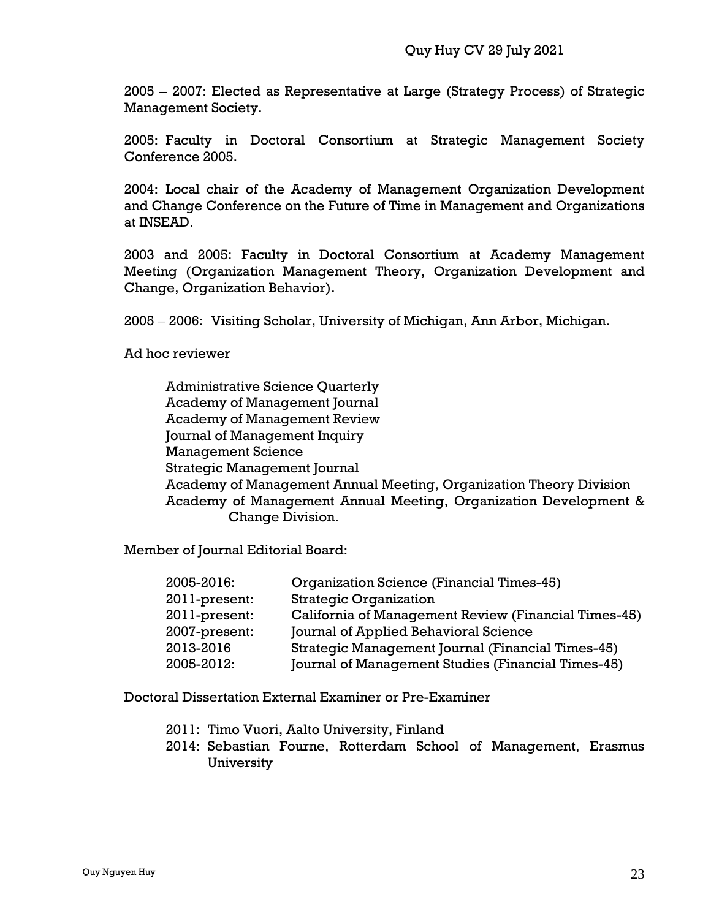2005 – 2007: Elected as Representative at Large (Strategy Process) of Strategic Management Society.

2005: Faculty in Doctoral Consortium at Strategic Management Society Conference 2005.

2004: Local chair of the Academy of Management Organization Development and Change Conference on the Future of Time in Management and Organizations at INSEAD.

2003 and 2005: Faculty in Doctoral Consortium at Academy Management Meeting (Organization Management Theory, Organization Development and Change, Organization Behavior).

2005 – 2006: Visiting Scholar, University of Michigan, Ann Arbor, Michigan.

Ad hoc reviewer

- Administrative Science Quarterly
- Academy of Management Journal
- Academy of Management Review
- Journal of Management Inquiry
- Management Science
- Strategic Management Journal
- Academy of Management Annual Meeting, Organization Theory Division
- Academy of Management Annual Meeting, Organization Development & Change Division.

Member of Journal Editorial Board:

| | |
|---|---|
| 2005-2016: | Organization Science (Financial Times-45) |
| 2011-present: | Strategic Organization |
| 2011-present: | California of Management Review (Financial Times-45) |
| 2007-present: | Journal of Applied Behavioral Science |
| 2013-2016 | Strategic Management Journal (Financial Times-45) |
| 2005-2012: | Journal of Management Studies (Financial Times-45) |

Doctoral Dissertation External Examiner or Pre-Examiner

- 2011: Timo Vuori, Aalto University, Finland
- 2014: Sebastian Fourne, Rotterdam School of Management, Erasmus University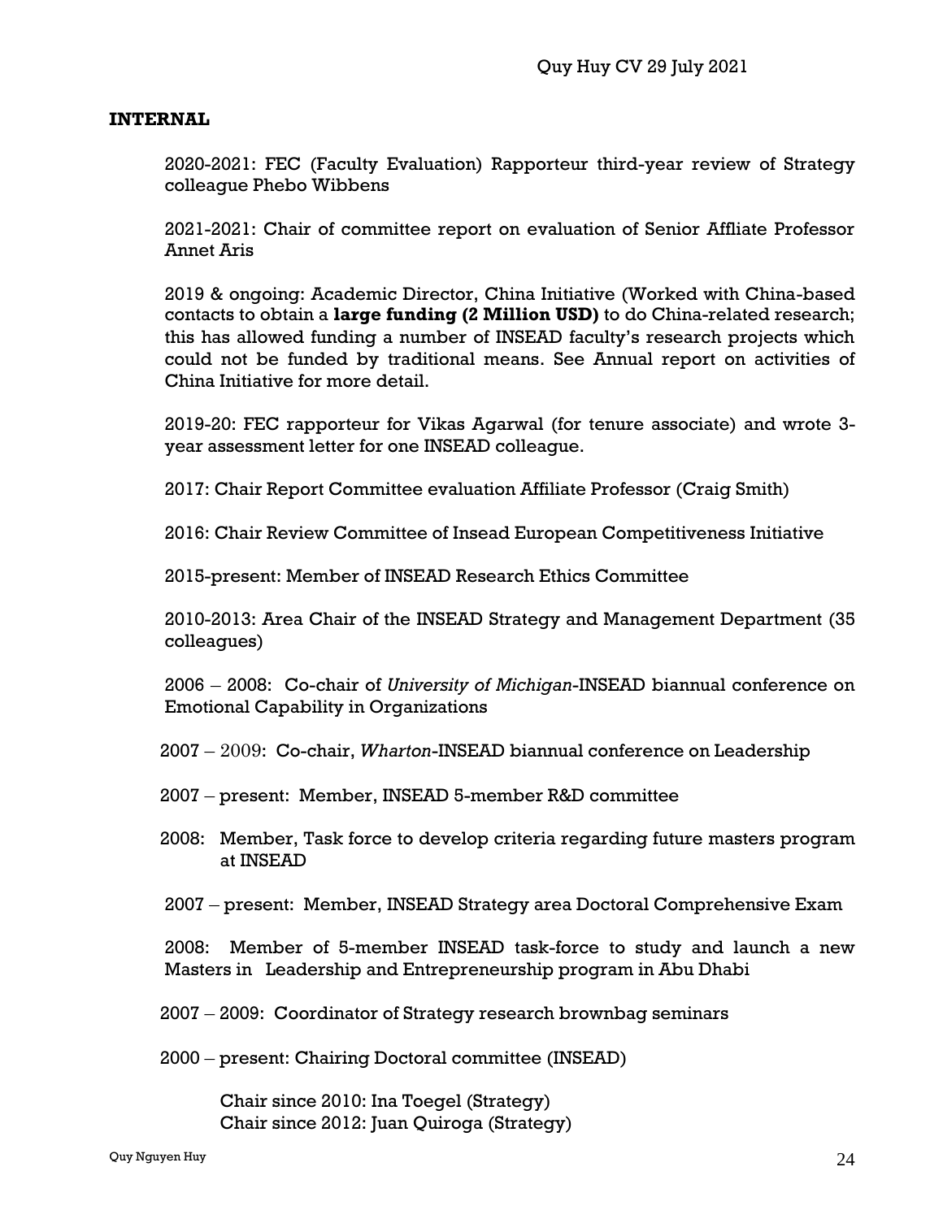## INTERNAL

2020-2021: FEC (Faculty Evaluation) Rapporteur third-year review of Strategy colleague Phebo Wibbens

2021-2021: Chair of committee report on evaluation of Senior Affliate Professor Annet Aris

2019 & ongoing: Academic Director, China Initiative (Worked with China-based contacts to obtain a **large funding (2 Million USD)** to do China-related research; this has allowed funding a number of INSEAD faculty's research projects which could not be funded by traditional means. See Annual report on activities of China Initiative for more detail.

2019-20: FEC rapporteur for Vikas Agarwal (for tenure associate) and wrote 3-year assessment letter for one INSEAD colleague.

2017: Chair Report Committee evaluation Affiliate Professor (Craig Smith)

2016: Chair Review Committee of Insead European Competitiveness Initiative

2015-present: Member of INSEAD Research Ethics Committee

2010-2013: Area Chair of the INSEAD Strategy and Management Department (35 colleagues)

2006 – 2008: Co-chair of *University of Michigan*-INSEAD biannual conference on Emotional Capability in Organizations

2007 – 2009: Co-chair, *Wharton*-INSEAD biannual conference on Leadership

2007 – present: Member, INSEAD 5-member R&D committee

2008: Member, Task force to develop criteria regarding future masters program at INSEAD

2007 – present: Member, INSEAD Strategy area Doctoral Comprehensive Exam

2008: Member of 5-member INSEAD task-force to study and launch a new Masters in Leadership and Entrepreneurship program in Abu Dhabi

2007 – 2009: Coordinator of Strategy research brownbag seminars

2000 – present: Chairing Doctoral committee (INSEAD)

Chair since 2010: Ina Toegel (Strategy)
Chair since 2012: Juan Quiroga (Strategy)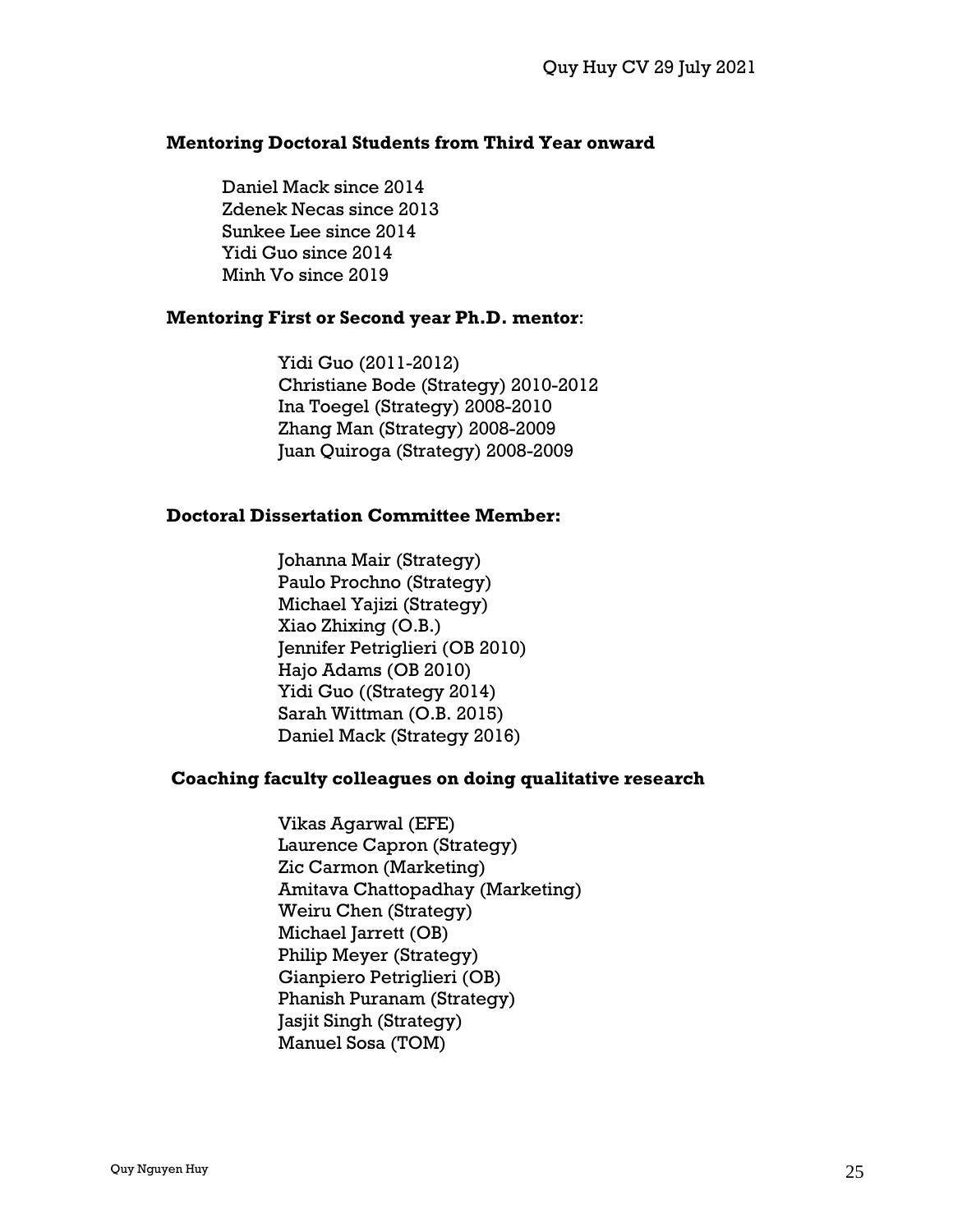**Mentoring Doctoral Students from Third Year onward**

Daniel Mack since 2014
Zdenek Necas since 2013
Sunkee Lee since 2014
Yidi Guo since 2014
Minh Vo since 2019

**Mentoring First or Second year Ph.D. mentor**:

Yidi Guo (2011-2012)
Christiane Bode (Strategy) 2010-2012
Ina Toegel (Strategy) 2008-2010
Zhang Man (Strategy) 2008-2009
Juan Quiroga (Strategy) 2008-2009

**Doctoral Dissertation Committee Member:**

Johanna Mair (Strategy)
Paulo Prochno (Strategy)
Michael Yajizi (Strategy)
Xiao Zhixing (O.B.)
Jennifer Petriglieri (OB 2010)
Hajo Adams (OB 2010)
Yidi Guo ((Strategy 2014)
Sarah Wittman (O.B. 2015)
Daniel Mack (Strategy 2016)

**Coaching faculty colleagues on doing qualitative research**

Vikas Agarwal (EFE)
Laurence Capron (Strategy)
Zic Carmon (Marketing)
Amitava Chattopadhay (Marketing)
Weiru Chen (Strategy)
Michael Jarrett (OB)
Philip Meyer (Strategy)
Gianpiero Petriglieri (OB)
Phanish Puranam (Strategy)
Jasjit Singh (Strategy)
Manuel Sosa (TOM)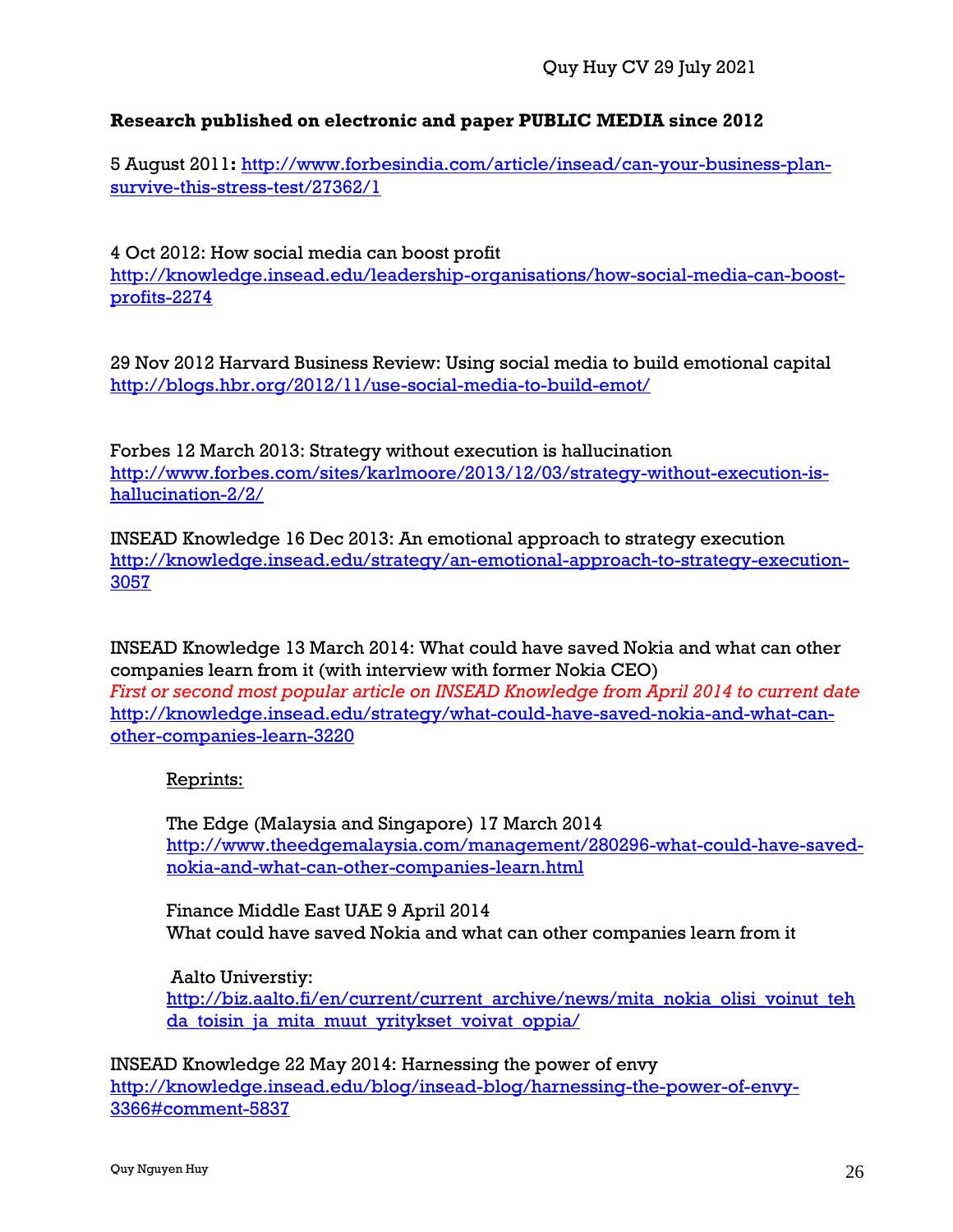**Research published on electronic and paper PUBLIC MEDIA since 2012**

5 August 2011**:** http://www.forbesindia.com/article/insead/can-your-business-plan-survive-this-stress-test/27362/1

4 Oct 2012: How social media can boost profit
http://knowledge.insead.edu/leadership-organisations/how-social-media-can-boost-profits-2274

29 Nov 2012 Harvard Business Review: Using social media to build emotional capital
http://blogs.hbr.org/2012/11/use-social-media-to-build-emot/

Forbes 12 March 2013: Strategy without execution is hallucination
http://www.forbes.com/sites/karlmoore/2013/12/03/strategy-without-execution-is-hallucination-2/2/

INSEAD Knowledge 16 Dec 2013: An emotional approach to strategy execution
http://knowledge.insead.edu/strategy/an-emotional-approach-to-strategy-execution-3057

INSEAD Knowledge 13 March 2014: What could have saved Nokia and what can other companies learn from it (with interview with former Nokia CEO)
*First or second most popular article on INSEAD Knowledge from April 2014 to current date*
http://knowledge.insead.edu/strategy/what-could-have-saved-nokia-and-what-can-other-companies-learn-3220

Reprints:

The Edge (Malaysia and Singapore) 17 March 2014
http://www.theedgemalaysia.com/management/280296-what-could-have-saved-nokia-and-what-can-other-companies-learn.html

Finance Middle East UAE 9 April 2014
What could have saved Nokia and what can other companies learn from it

Aalto Universtiy:
http://biz.aalto.fi/en/current/current_archive/news/mita_nokia_olisi_voinut_tehda_toisin_ja_mita_muut_yritykset_voivat_oppia/

INSEAD Knowledge 22 May 2014: Harnessing the power of envy
http://knowledge.insead.edu/blog/insead-blog/harnessing-the-power-of-envy-3366#comment-5837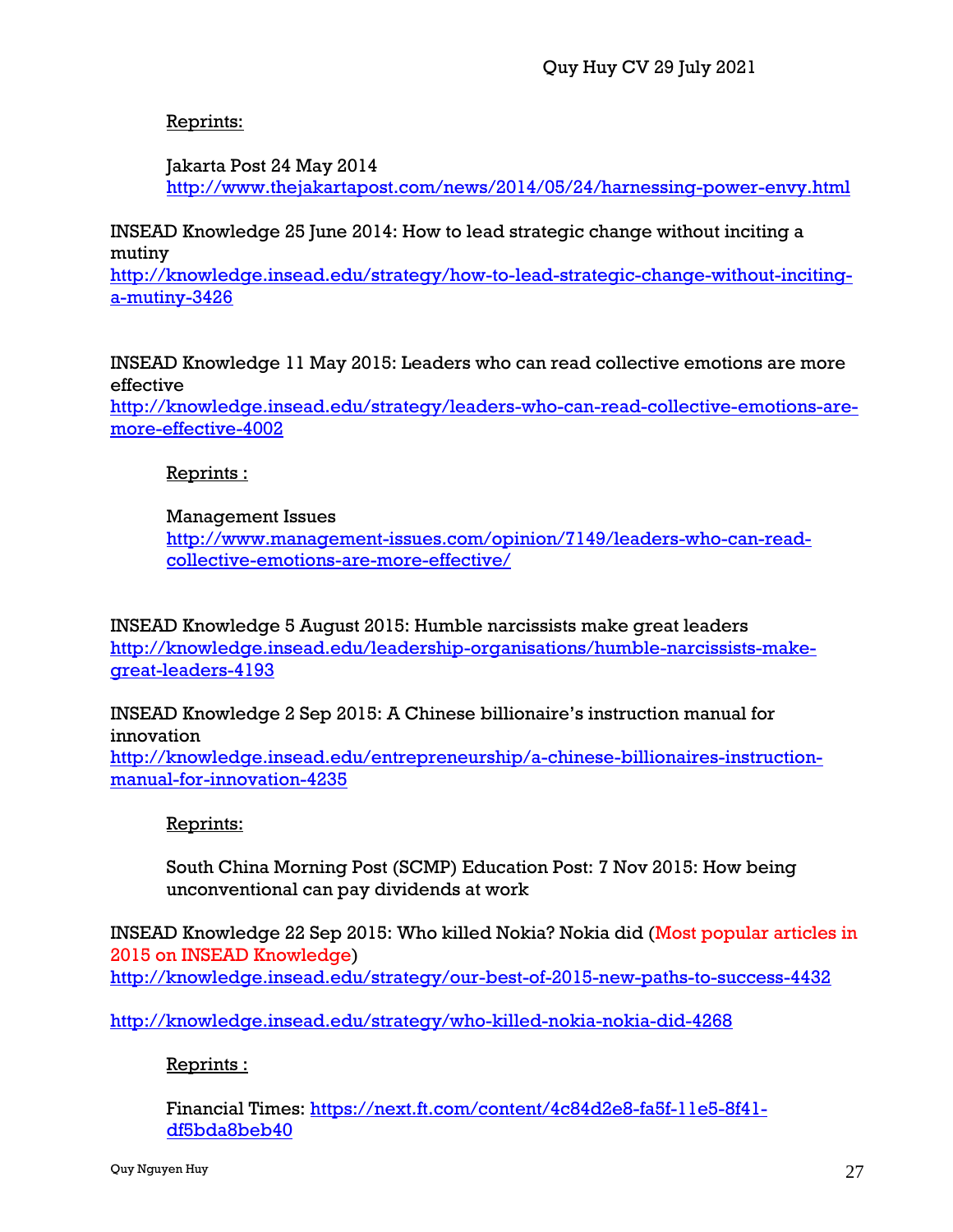Reprints:

Jakarta Post 24 May 2014
http://www.thejakartapost.com/news/2014/05/24/harnessing-power-envy.html

INSEAD Knowledge 25 June 2014: How to lead strategic change without inciting a mutiny
http://knowledge.insead.edu/strategy/how-to-lead-strategic-change-without-inciting-a-mutiny-3426

INSEAD Knowledge 11 May 2015: Leaders who can read collective emotions are more effective
http://knowledge.insead.edu/strategy/leaders-who-can-read-collective-emotions-are-more-effective-4002

Reprints :

Management Issues
http://www.management-issues.com/opinion/7149/leaders-who-can-read-collective-emotions-are-more-effective/

INSEAD Knowledge 5 August 2015: Humble narcissists make great leaders
http://knowledge.insead.edu/leadership-organisations/humble-narcissists-make-great-leaders-4193

INSEAD Knowledge 2 Sep 2015: A Chinese billionaire's instruction manual for innovation
http://knowledge.insead.edu/entrepreneurship/a-chinese-billionaires-instruction-manual-for-innovation-4235

Reprints:

South China Morning Post (SCMP) Education Post: 7 Nov 2015: How being unconventional can pay dividends at work

INSEAD Knowledge 22 Sep 2015: Who killed Nokia? Nokia did (Most popular articles in 2015 on INSEAD Knowledge)
http://knowledge.insead.edu/strategy/our-best-of-2015-new-paths-to-success-4432

http://knowledge.insead.edu/strategy/who-killed-nokia-nokia-did-4268

Reprints :

Financial Times: https://next.ft.com/content/4c84d2e8-fa5f-11e5-8f41-df5bda8beb40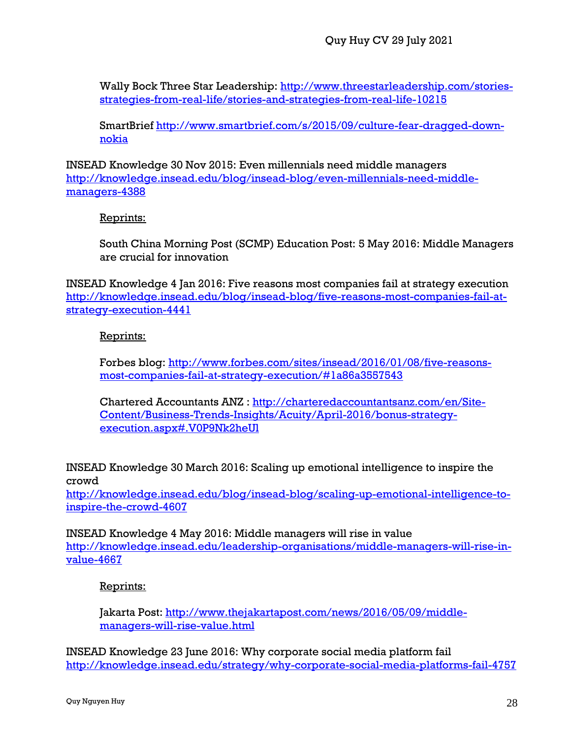Wally Bock Three Star Leadership: http://www.threestarleadership.com/stories-strategies-from-real-life/stories-and-strategies-from-real-life-10215

SmartBrief http://www.smartbrief.com/s/2015/09/culture-fear-dragged-down-nokia

INSEAD Knowledge 30 Nov 2015: Even millennials need middle managers http://knowledge.insead.edu/blog/insead-blog/even-millennials-need-middle-managers-4388

Reprints:

South China Morning Post (SCMP) Education Post: 5 May 2016: Middle Managers are crucial for innovation

INSEAD Knowledge 4 Jan 2016: Five reasons most companies fail at strategy execution http://knowledge.insead.edu/blog/insead-blog/five-reasons-most-companies-fail-at-strategy-execution-4441

Reprints:

Forbes blog: http://www.forbes.com/sites/insead/2016/01/08/five-reasons-most-companies-fail-at-strategy-execution/#1a86a3557543

Chartered Accountants ANZ : http://charteredaccountantsanz.com/en/Site-Content/Business-Trends-Insights/Acuity/April-2016/bonus-strategy-execution.aspx#.V0P9Nk2heUl

INSEAD Knowledge 30 March 2016: Scaling up emotional intelligence to inspire the crowd
http://knowledge.insead.edu/blog/insead-blog/scaling-up-emotional-intelligence-to-inspire-the-crowd-4607

INSEAD Knowledge 4 May 2016: Middle managers will rise in value
http://knowledge.insead.edu/leadership-organisations/middle-managers-will-rise-in-value-4667

Reprints:

Jakarta Post: http://www.thejakartapost.com/news/2016/05/09/middle-managers-will-rise-value.html

INSEAD Knowledge 23 June 2016: Why corporate social media platform fail
http://knowledge.insead.edu/strategy/why-corporate-social-media-platforms-fail-4757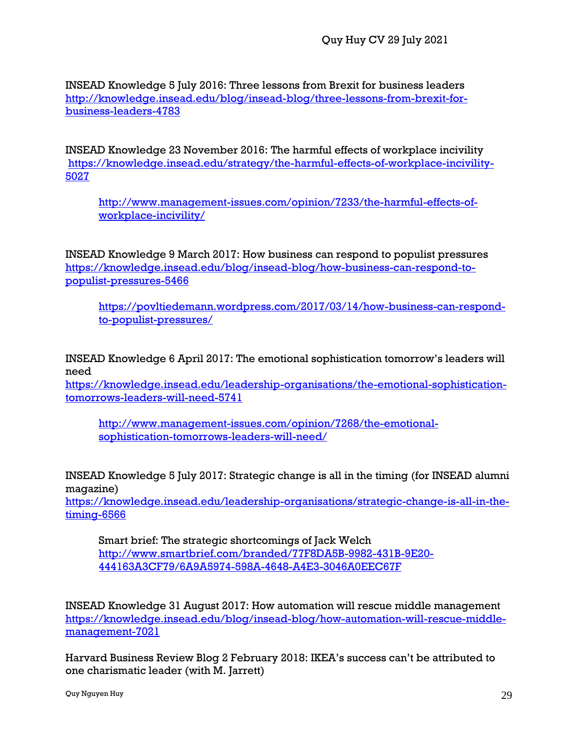INSEAD Knowledge 5 July 2016: Three lessons from Brexit for business leaders
http://knowledge.insead.edu/blog/insead-blog/three-lessons-from-brexit-for-business-leaders-4783

INSEAD Knowledge 23 November 2016: The harmful effects of workplace incivility
https://knowledge.insead.edu/strategy/the-harmful-effects-of-workplace-incivility-5027

> http://www.management-issues.com/opinion/7233/the-harmful-effects-of-workplace-incivility/

INSEAD Knowledge 9 March 2017: How business can respond to populist pressures
https://knowledge.insead.edu/blog/insead-blog/how-business-can-respond-to-populist-pressures-5466

> https://povltiedemann.wordpress.com/2017/03/14/how-business-can-respond-to-populist-pressures/

INSEAD Knowledge 6 April 2017: The emotional sophistication tomorrow's leaders will need
https://knowledge.insead.edu/leadership-organisations/the-emotional-sophistication-tomorrows-leaders-will-need-5741

> http://www.management-issues.com/opinion/7268/the-emotional-sophistication-tomorrows-leaders-will-need/

INSEAD Knowledge 5 July 2017: Strategic change is all in the timing (for INSEAD alumni magazine)
https://knowledge.insead.edu/leadership-organisations/strategic-change-is-all-in-the-timing-6566

> Smart brief: The strategic shortcomings of Jack Welch
> http://www.smartbrief.com/branded/77F8DA5B-9982-431B-9E20-444163A3CF79/6A9A5974-598A-4648-A4E3-3046A0EEC67F

INSEAD Knowledge 31 August 2017: How automation will rescue middle management
https://knowledge.insead.edu/blog/insead-blog/how-automation-will-rescue-middle-management-7021

Harvard Business Review Blog 2 February 2018: IKEA's success can't be attributed to one charismatic leader (with M. Jarrett)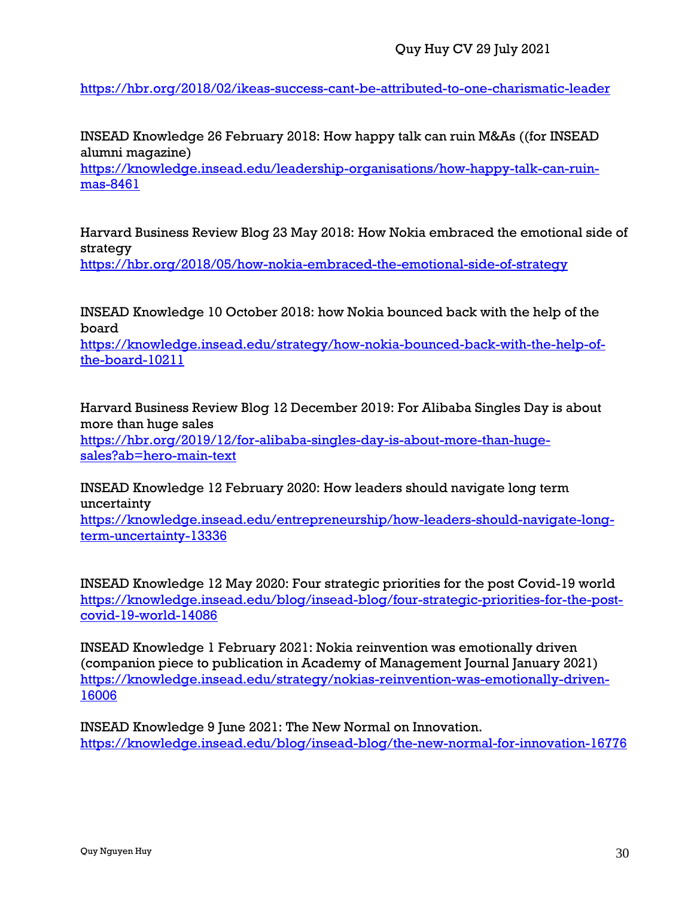https://hbr.org/2018/02/ikeas-success-cant-be-attributed-to-one-charismatic-leader

INSEAD Knowledge 26 February 2018: How happy talk can ruin M&As ((for INSEAD alumni magazine)
https://knowledge.insead.edu/leadership-organisations/how-happy-talk-can-ruin-mas-8461

Harvard Business Review Blog 23 May 2018: How Nokia embraced the emotional side of strategy
https://hbr.org/2018/05/how-nokia-embraced-the-emotional-side-of-strategy

INSEAD Knowledge 10 October 2018: how Nokia bounced back with the help of the board
https://knowledge.insead.edu/strategy/how-nokia-bounced-back-with-the-help-of-the-board-10211

Harvard Business Review Blog 12 December 2019: For Alibaba Singles Day is about more than huge sales
https://hbr.org/2019/12/for-alibaba-singles-day-is-about-more-than-huge-sales?ab=hero-main-text

INSEAD Knowledge 12 February 2020: How leaders should navigate long term uncertainty
https://knowledge.insead.edu/entrepreneurship/how-leaders-should-navigate-long-term-uncertainty-13336

INSEAD Knowledge 12 May 2020: Four strategic priorities for the post Covid-19 world
https://knowledge.insead.edu/blog/insead-blog/four-strategic-priorities-for-the-post-covid-19-world-14086

INSEAD Knowledge 1 February 2021: Nokia reinvention was emotionally driven (companion piece to publication in Academy of Management Journal January 2021)
https://knowledge.insead.edu/strategy/nokias-reinvention-was-emotionally-driven-16006

INSEAD Knowledge 9 June 2021: The New Normal on Innovation.
https://knowledge.insead.edu/blog/insead-blog/the-new-normal-for-innovation-16776